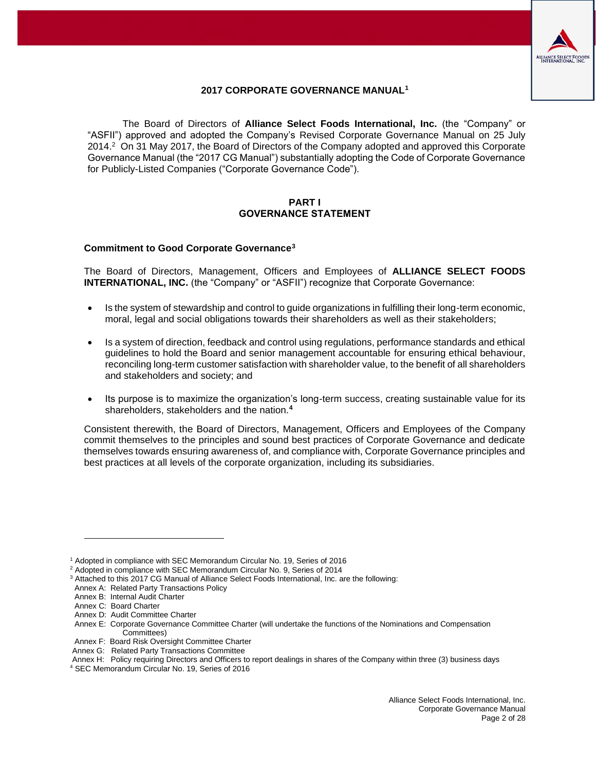## 2017 CORPORATE GOVERNANCE MANUAL[1]

The Board of Directors of **Alliance Select Foods International, Inc.** (the "Company" or "ASFII") approved and adopted the Company's Revised Corporate Governance Manual on 25 July 2014.[2] On 31 May 2017, the Board of Directors of the Company adopted and approved this Corporate Governance Manual (the "2017 CG Manual") substantially adopting the Code of Corporate Governance for Publicly-Listed Companies ("Corporate Governance Code").

# PART I
# GOVERNANCE STATEMENT

### Commitment to Good Corporate Governance[3]

The Board of Directors, Management, Officers and Employees of **ALLIANCE SELECT FOODS INTERNATIONAL, INC.** (the "Company" or "ASFII") recognize that Corporate Governance:

- Is the system of stewardship and control to guide organizations in fulfilling their long-term economic, moral, legal and social obligations towards their shareholders as well as their stakeholders;
- Is a system of direction, feedback and control using regulations, performance standards and ethical guidelines to hold the Board and senior management accountable for ensuring ethical behaviour, reconciling long-term customer satisfaction with shareholder value, to the benefit of all shareholders and stakeholders and society; and
- Its purpose is to maximize the organization's long-term success, creating sustainable value for its shareholders, stakeholders and the nation.[4]

Consistent therewith, the Board of Directors, Management, Officers and Employees of the Company commit themselves to the principles and sound best practices of Corporate Governance and dedicate themselves towards ensuring awareness of, and compliance with, Corporate Governance principles and best practices at all levels of the corporate organization, including its subsidiaries.

---

[1] Adopted in compliance with SEC Memorandum Circular No. 19, Series of 2016

[2] Adopted in compliance with SEC Memorandum Circular No. 9, Series of 2014

[3] Attached to this 2017 CG Manual of Alliance Select Foods International, Inc. are the following:
Annex A: Related Party Transactions Policy
Annex B: Internal Audit Charter
Annex C: Board Charter
Annex D: Audit Committee Charter
Annex E: Corporate Governance Committee Charter (will undertake the functions of the Nominations and Compensation Committees)
Annex F: Board Risk Oversight Committee Charter
Annex G: Related Party Transactions Committee
Annex H: Policy requiring Directors and Officers to report dealings in shares of the Company within three (3) business days

[4] SEC Memorandum Circular No. 19, Series of 2016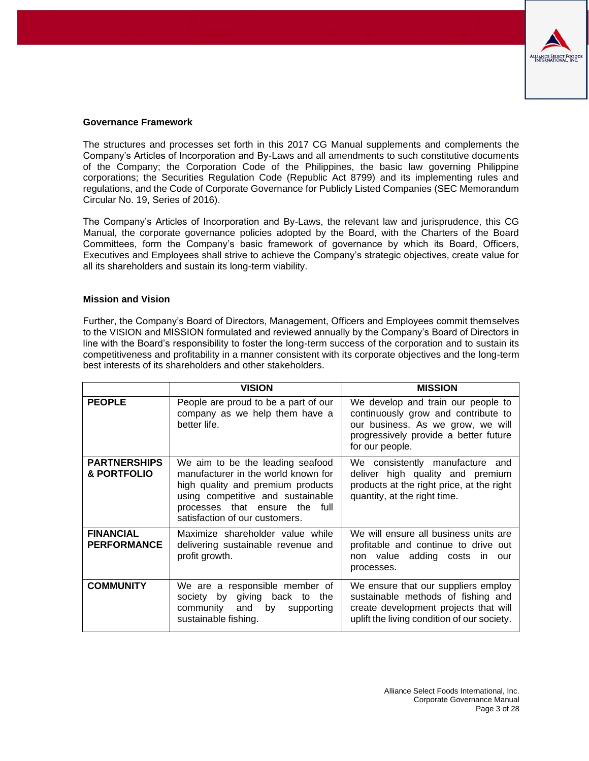### Governance Framework

The structures and processes set forth in this 2017 CG Manual supplements and complements the Company's Articles of Incorporation and By-Laws and all amendments to such constitutive documents of the Company; the Corporation Code of the Philippines, the basic law governing Philippine corporations; the Securities Regulation Code (Republic Act 8799) and its implementing rules and regulations, and the Code of Corporate Governance for Publicly Listed Companies (SEC Memorandum Circular No. 19, Series of 2016).

The Company's Articles of Incorporation and By-Laws, the relevant law and jurisprudence, this CG Manual, the corporate governance policies adopted by the Board, with the Charters of the Board Committees, form the Company's basic framework of governance by which its Board, Officers, Executives and Employees shall strive to achieve the Company's strategic objectives, create value for all its shareholders and sustain its long-term viability.

### Mission and Vision

Further, the Company's Board of Directors, Management, Officers and Employees commit themselves to the VISION and MISSION formulated and reviewed annually by the Company's Board of Directors in line with the Board's responsibility to foster the long-term success of the corporation and to sustain its competitiveness and profitability in a manner consistent with its corporate objectives and the long-term best interests of its shareholders and other stakeholders.

| | VISION | MISSION |
|---|---|---|
| **PEOPLE** | People are proud to be a part of our company as we help them have a better life. | We develop and train our people to continuously grow and contribute to our business. As we grow, we will progressively provide a better future for our people. |
| **PARTNERSHIPS & PORTFOLIO** | We aim to be the leading seafood manufacturer in the world known for high quality and premium products using competitive and sustainable processes that ensure the full satisfaction of our customers. | We consistently manufacture and deliver high quality and premium products at the right price, at the right quantity, at the right time. |
| **FINANCIAL PERFORMANCE** | Maximize shareholder value while delivering sustainable revenue and profit growth. | We will ensure all business units are profitable and continue to drive out non value adding costs in our processes. |
| **COMMUNITY** | We are a responsible member of society by giving back to the community and by supporting sustainable fishing. | We ensure that our suppliers employ sustainable methods of fishing and create development projects that will uplift the living condition of our society. |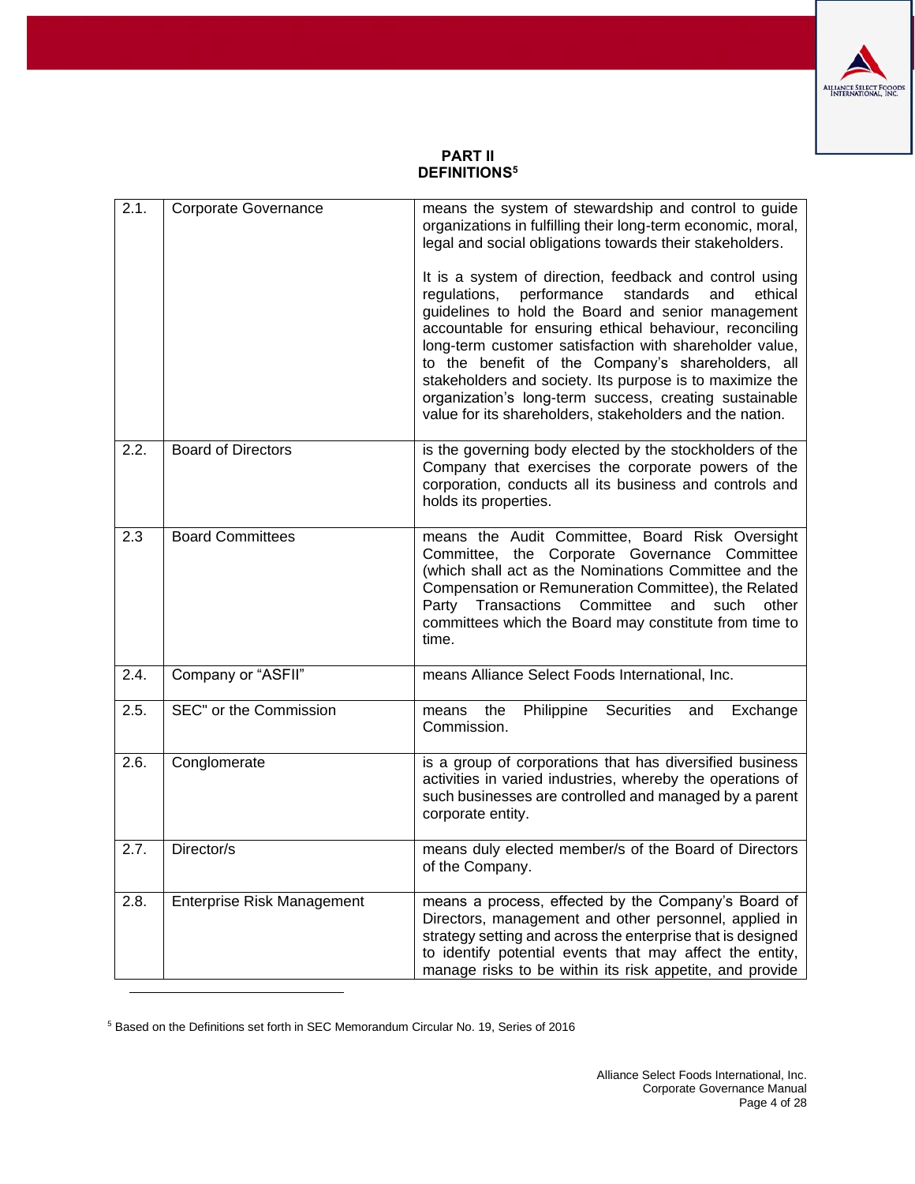# PART II
## DEFINITIONS[5]

| | | |
|---|---|---|
| 2.1. | Corporate Governance | means the system of stewardship and control to guide organizations in fulfilling their long-term economic, moral, legal and social obligations towards their stakeholders.<br><br>It is a system of direction, feedback and control using regulations, performance standards and ethical guidelines to hold the Board and senior management accountable for ensuring ethical behaviour, reconciling long-term customer satisfaction with shareholder value, to the benefit of the Company's shareholders, all stakeholders and society. Its purpose is to maximize the organization's long-term success, creating sustainable value for its shareholders, stakeholders and the nation. |
| 2.2. | Board of Directors | is the governing body elected by the stockholders of the Company that exercises the corporate powers of the corporation, conducts all its business and controls and holds its properties. |
| 2.3 | Board Committees | means the Audit Committee, Board Risk Oversight Committee, the Corporate Governance Committee (which shall act as the Nominations Committee and the Compensation or Remuneration Committee), the Related Party Transactions Committee and such other committees which the Board may constitute from time to time. |
| 2.4. | Company or "ASFII" | means Alliance Select Foods International, Inc. |
| 2.5. | SEC" or the Commission | means the Philippine Securities and Exchange Commission. |
| 2.6. | Conglomerate | is a group of corporations that has diversified business activities in varied industries, whereby the operations of such businesses are controlled and managed by a parent corporate entity. |
| 2.7. | Director/s | means duly elected member/s of the Board of Directors of the Company. |
| 2.8. | Enterprise Risk Management | means a process, effected by the Company's Board of Directors, management and other personnel, applied in strategy setting and across the enterprise that is designed to identify potential events that may affect the entity, manage risks to be within its risk appetite, and provide |

[5] Based on the Definitions set forth in SEC Memorandum Circular No. 19, Series of 2016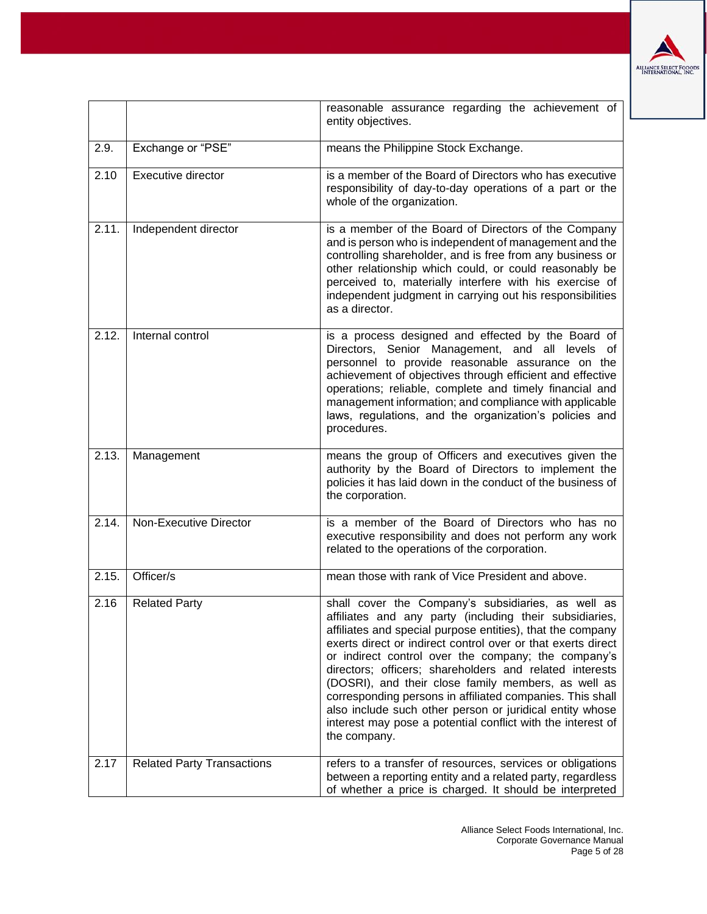| | | |
|---|---|---|
| | | reasonable assurance regarding the achievement of entity objectives. |
| 2.9. | Exchange or "PSE" | means the Philippine Stock Exchange. |
| 2.10 | Executive director | is a member of the Board of Directors who has executive responsibility of day-to-day operations of a part or the whole of the organization. |
| 2.11. | Independent director | is a member of the Board of Directors of the Company and is person who is independent of management and the controlling shareholder, and is free from any business or other relationship which could, or could reasonably be perceived to, materially interfere with his exercise of independent judgment in carrying out his responsibilities as a director. |
| 2.12. | Internal control | is a process designed and effected by the Board of Directors, Senior Management, and all levels of personnel to provide reasonable assurance on the achievement of objectives through efficient and effective operations; reliable, complete and timely financial and management information; and compliance with applicable laws, regulations, and the organization's policies and procedures. |
| 2.13. | Management | means the group of Officers and executives given the authority by the Board of Directors to implement the policies it has laid down in the conduct of the business of the corporation. |
| 2.14. | Non-Executive Director | is a member of the Board of Directors who has no executive responsibility and does not perform any work related to the operations of the corporation. |
| 2.15. | Officer/s | mean those with rank of Vice President and above. |
| 2.16 | Related Party | shall cover the Company's subsidiaries, as well as affiliates and any party (including their subsidiaries, affiliates and special purpose entities), that the company exerts direct or indirect control over or that exerts direct or indirect control over the company; the company's directors; officers; shareholders and related interests (DOSRI), and their close family members, as well as corresponding persons in affiliated companies. This shall also include such other person or juridical entity whose interest may pose a potential conflict with the interest of the company. |
| 2.17 | Related Party Transactions | refers to a transfer of resources, services or obligations between a reporting entity and a related party, regardless of whether a price is charged. It should be interpreted |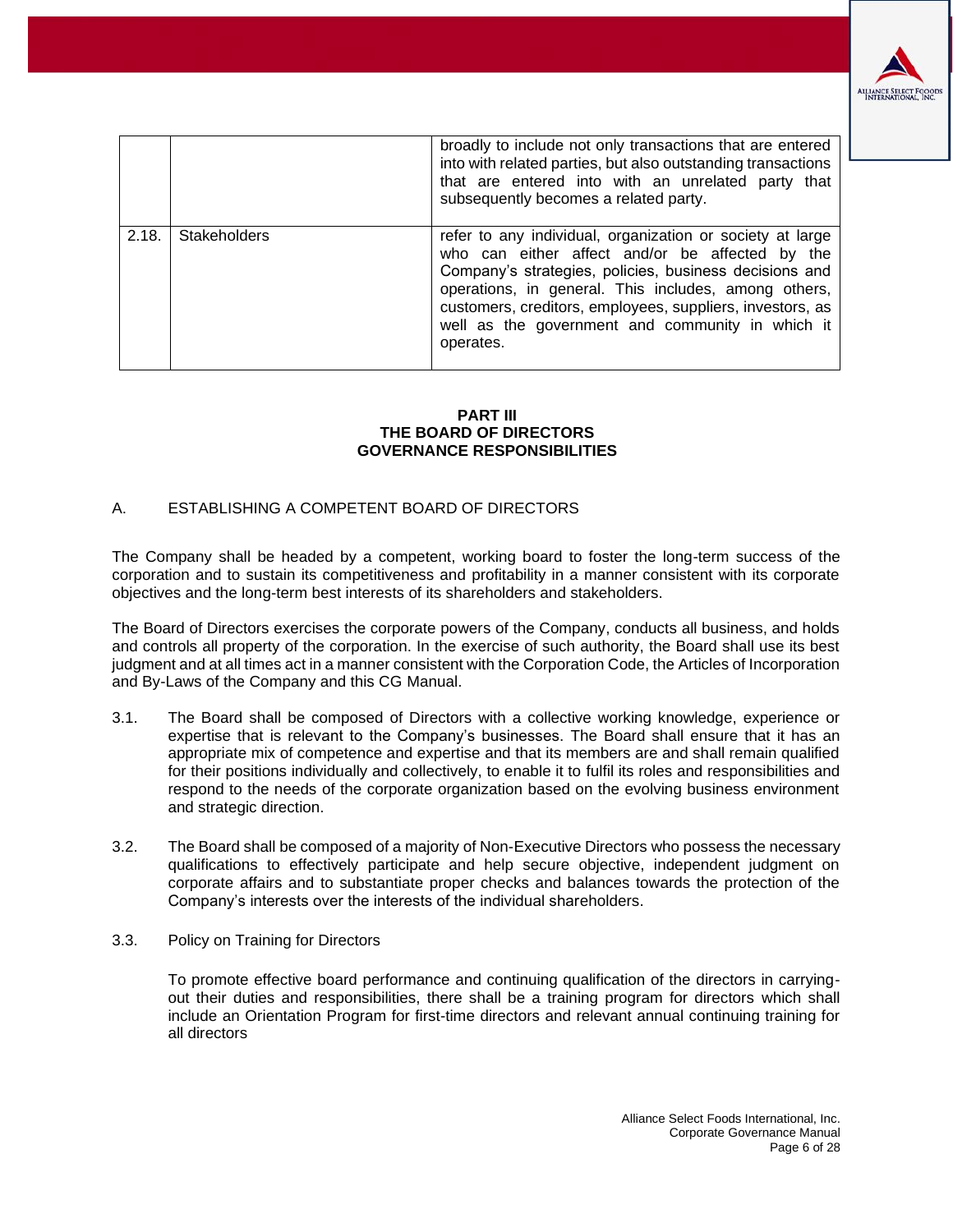|  |  |  |
|---|---|---|
|  |  | broadly to include not only transactions that are entered into with related parties, but also outstanding transactions that are entered into with an unrelated party that subsequently becomes a related party. |
| 2.18. | Stakeholders | refer to any individual, organization or society at large who can either affect and/or be affected by the Company's strategies, policies, business decisions and operations, in general. This includes, among others, customers, creditors, employees, suppliers, investors, as well as the government and community in which it operates. |

## PART III
## THE BOARD OF DIRECTORS
## GOVERNANCE RESPONSIBILITIES

### A. ESTABLISHING A COMPETENT BOARD OF DIRECTORS

The Company shall be headed by a competent, working board to foster the long-term success of the corporation and to sustain its competitiveness and profitability in a manner consistent with its corporate objectives and the long-term best interests of its shareholders and stakeholders.

The Board of Directors exercises the corporate powers of the Company, conducts all business, and holds and controls all property of the corporation. In the exercise of such authority, the Board shall use its best judgment and at all times act in a manner consistent with the Corporation Code, the Articles of Incorporation and By-Laws of the Company and this CG Manual.

3.1. The Board shall be composed of Directors with a collective working knowledge, experience or expertise that is relevant to the Company's businesses. The Board shall ensure that it has an appropriate mix of competence and expertise and that its members are and shall remain qualified for their positions individually and collectively, to enable it to fulfil its roles and responsibilities and respond to the needs of the corporate organization based on the evolving business environment and strategic direction.

3.2. The Board shall be composed of a majority of Non-Executive Directors who possess the necessary qualifications to effectively participate and help secure objective, independent judgment on corporate affairs and to substantiate proper checks and balances towards the protection of the Company's interests over the interests of the individual shareholders.

3.3. Policy on Training for Directors

To promote effective board performance and continuing qualification of the directors in carrying-out their duties and responsibilities, there shall be a training program for directors which shall include an Orientation Program for first-time directors and relevant annual continuing training for all directors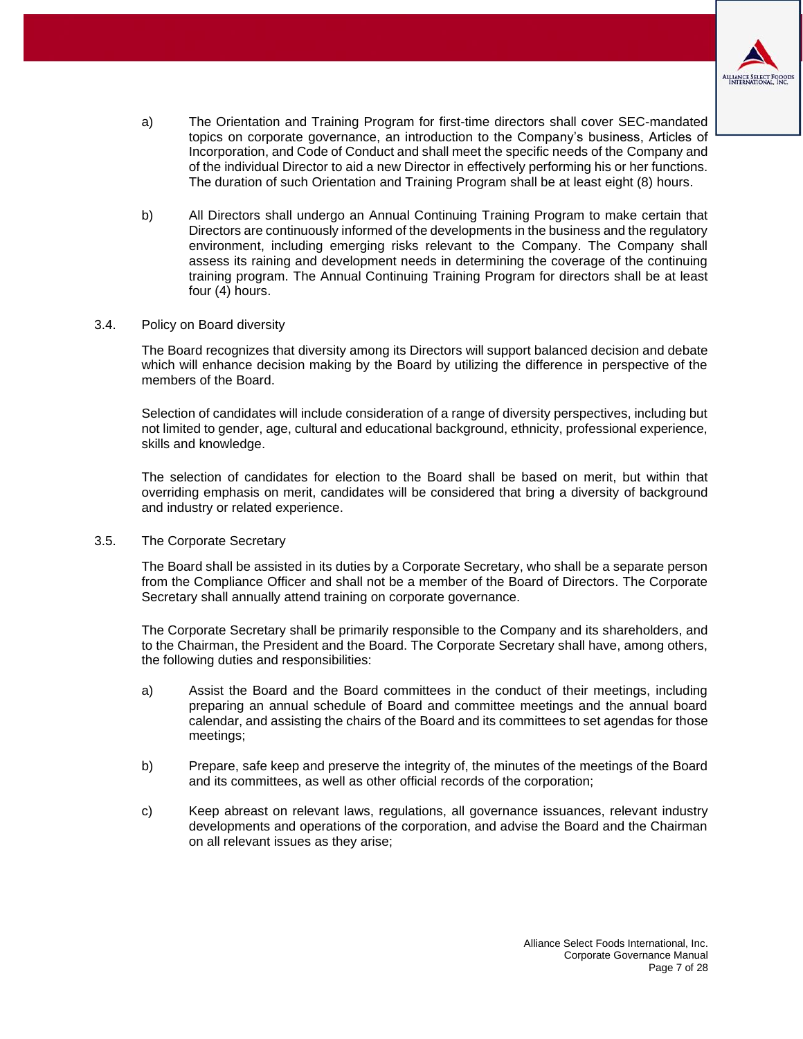a) The Orientation and Training Program for first-time directors shall cover SEC-mandated topics on corporate governance, an introduction to the Company's business, Articles of Incorporation, and Code of Conduct and shall meet the specific needs of the Company and of the individual Director to aid a new Director in effectively performing his or her functions. The duration of such Orientation and Training Program shall be at least eight (8) hours.

b) All Directors shall undergo an Annual Continuing Training Program to make certain that Directors are continuously informed of the developments in the business and the regulatory environment, including emerging risks relevant to the Company. The Company shall assess its raining and development needs in determining the coverage of the continuing training program. The Annual Continuing Training Program for directors shall be at least four (4) hours.

### 3.4. Policy on Board diversity

The Board recognizes that diversity among its Directors will support balanced decision and debate which will enhance decision making by the Board by utilizing the difference in perspective of the members of the Board.

Selection of candidates will include consideration of a range of diversity perspectives, including but not limited to gender, age, cultural and educational background, ethnicity, professional experience, skills and knowledge.

The selection of candidates for election to the Board shall be based on merit, but within that overriding emphasis on merit, candidates will be considered that bring a diversity of background and industry or related experience.

### 3.5. The Corporate Secretary

The Board shall be assisted in its duties by a Corporate Secretary, who shall be a separate person from the Compliance Officer and shall not be a member of the Board of Directors. The Corporate Secretary shall annually attend training on corporate governance.

The Corporate Secretary shall be primarily responsible to the Company and its shareholders, and to the Chairman, the President and the Board. The Corporate Secretary shall have, among others, the following duties and responsibilities:

a) Assist the Board and the Board committees in the conduct of their meetings, including preparing an annual schedule of Board and committee meetings and the annual board calendar, and assisting the chairs of the Board and its committees to set agendas for those meetings;

b) Prepare, safe keep and preserve the integrity of, the minutes of the meetings of the Board and its committees, as well as other official records of the corporation;

c) Keep abreast on relevant laws, regulations, all governance issuances, relevant industry developments and operations of the corporation, and advise the Board and the Chairman on all relevant issues as they arise;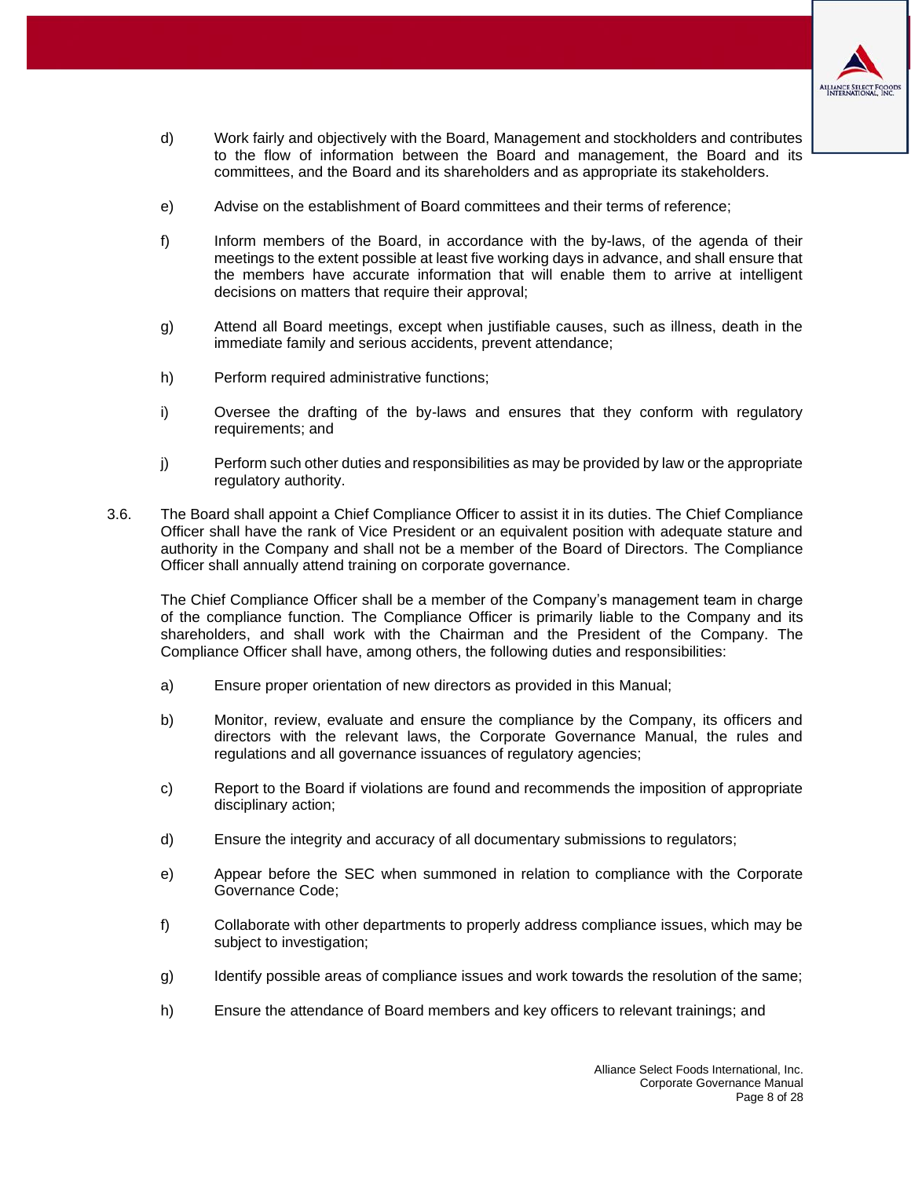d) Work fairly and objectively with the Board, Management and stockholders and contributes to the flow of information between the Board and management, the Board and its committees, and the Board and its shareholders and as appropriate its stakeholders.

e) Advise on the establishment of Board committees and their terms of reference;

f) Inform members of the Board, in accordance with the by-laws, of the agenda of their meetings to the extent possible at least five working days in advance, and shall ensure that the members have accurate information that will enable them to arrive at intelligent decisions on matters that require their approval;

g) Attend all Board meetings, except when justifiable causes, such as illness, death in the immediate family and serious accidents, prevent attendance;

h) Perform required administrative functions;

i) Oversee the drafting of the by-laws and ensures that they conform with regulatory requirements; and

j) Perform such other duties and responsibilities as may be provided by law or the appropriate regulatory authority.

3.6. The Board shall appoint a Chief Compliance Officer to assist it in its duties. The Chief Compliance Officer shall have the rank of Vice President or an equivalent position with adequate stature and authority in the Company and shall not be a member of the Board of Directors. The Compliance Officer shall annually attend training on corporate governance.

The Chief Compliance Officer shall be a member of the Company's management team in charge of the compliance function. The Compliance Officer is primarily liable to the Company and its shareholders, and shall work with the Chairman and the President of the Company. The Compliance Officer shall have, among others, the following duties and responsibilities:

a) Ensure proper orientation of new directors as provided in this Manual;

b) Monitor, review, evaluate and ensure the compliance by the Company, its officers and directors with the relevant laws, the Corporate Governance Manual, the rules and regulations and all governance issuances of regulatory agencies;

c) Report to the Board if violations are found and recommends the imposition of appropriate disciplinary action;

d) Ensure the integrity and accuracy of all documentary submissions to regulators;

e) Appear before the SEC when summoned in relation to compliance with the Corporate Governance Code;

f) Collaborate with other departments to properly address compliance issues, which may be subject to investigation;

g) Identify possible areas of compliance issues and work towards the resolution of the same;

h) Ensure the attendance of Board members and key officers to relevant trainings; and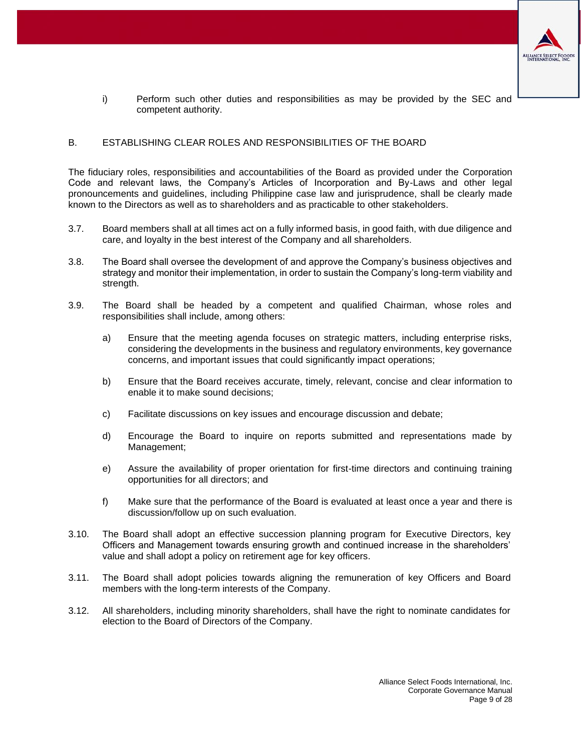i) Perform such other duties and responsibilities as may be provided by the SEC and competent authority.

## B. ESTABLISHING CLEAR ROLES AND RESPONSIBILITIES OF THE BOARD

The fiduciary roles, responsibilities and accountabilities of the Board as provided under the Corporation Code and relevant laws, the Company's Articles of Incorporation and By-Laws and other legal pronouncements and guidelines, including Philippine case law and jurisprudence, shall be clearly made known to the Directors as well as to shareholders and as practicable to other stakeholders.

3.7. Board members shall at all times act on a fully informed basis, in good faith, with due diligence and care, and loyalty in the best interest of the Company and all shareholders.

3.8. The Board shall oversee the development of and approve the Company's business objectives and strategy and monitor their implementation, in order to sustain the Company's long-term viability and strength.

3.9. The Board shall be headed by a competent and qualified Chairman, whose roles and responsibilities shall include, among others:

a) Ensure that the meeting agenda focuses on strategic matters, including enterprise risks, considering the developments in the business and regulatory environments, key governance concerns, and important issues that could significantly impact operations;

b) Ensure that the Board receives accurate, timely, relevant, concise and clear information to enable it to make sound decisions;

c) Facilitate discussions on key issues and encourage discussion and debate;

d) Encourage the Board to inquire on reports submitted and representations made by Management;

e) Assure the availability of proper orientation for first-time directors and continuing training opportunities for all directors; and

f) Make sure that the performance of the Board is evaluated at least once a year and there is discussion/follow up on such evaluation.

3.10. The Board shall adopt an effective succession planning program for Executive Directors, key Officers and Management towards ensuring growth and continued increase in the shareholders' value and shall adopt a policy on retirement age for key officers.

3.11. The Board shall adopt policies towards aligning the remuneration of key Officers and Board members with the long-term interests of the Company.

3.12. All shareholders, including minority shareholders, shall have the right to nominate candidates for election to the Board of Directors of the Company.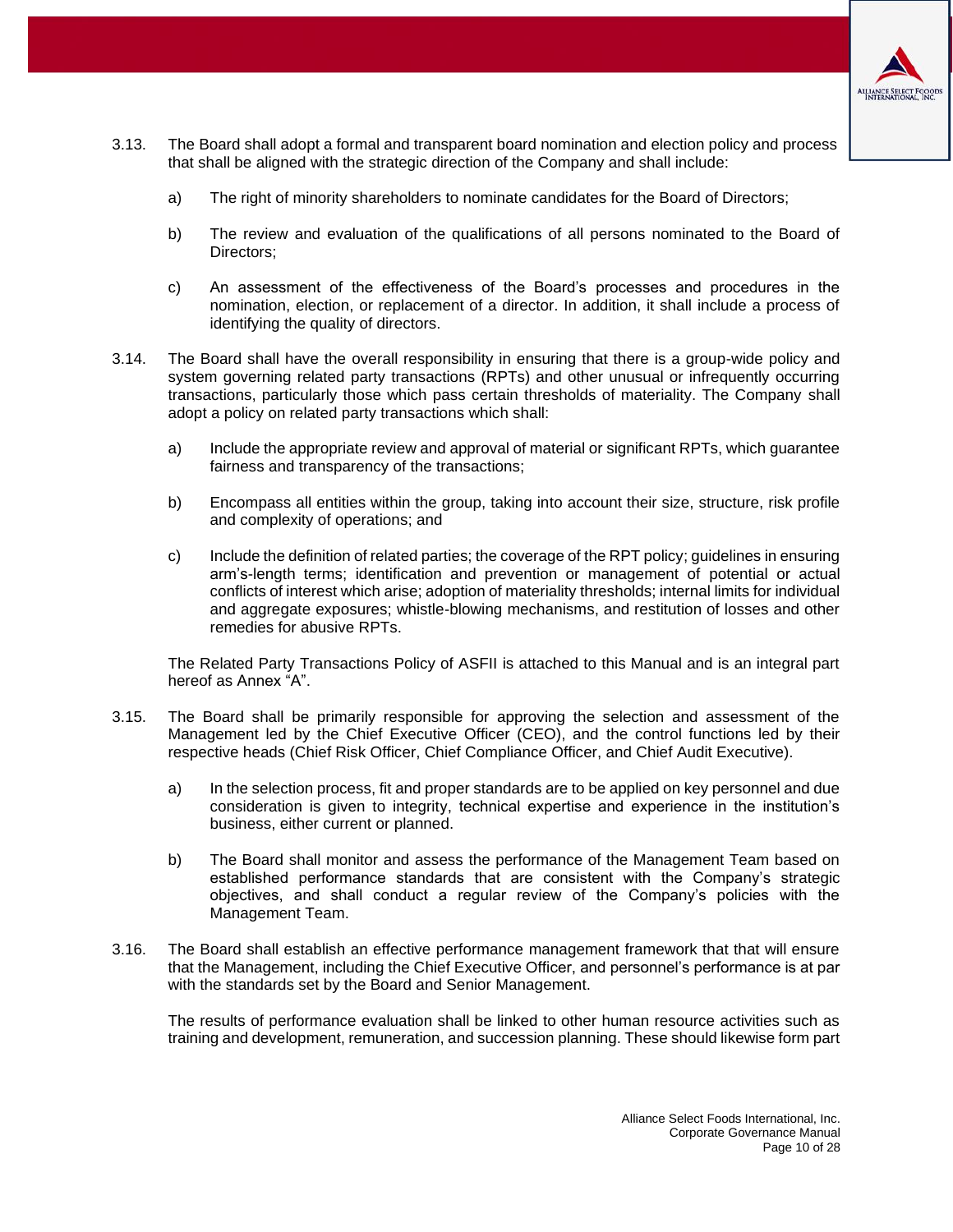3.13. The Board shall adopt a formal and transparent board nomination and election policy and process that shall be aligned with the strategic direction of the Company and shall include:

a) The right of minority shareholders to nominate candidates for the Board of Directors;

b) The review and evaluation of the qualifications of all persons nominated to the Board of Directors;

c) An assessment of the effectiveness of the Board's processes and procedures in the nomination, election, or replacement of a director. In addition, it shall include a process of identifying the quality of directors.

3.14. The Board shall have the overall responsibility in ensuring that there is a group-wide policy and system governing related party transactions (RPTs) and other unusual or infrequently occurring transactions, particularly those which pass certain thresholds of materiality. The Company shall adopt a policy on related party transactions which shall:

a) Include the appropriate review and approval of material or significant RPTs, which guarantee fairness and transparency of the transactions;

b) Encompass all entities within the group, taking into account their size, structure, risk profile and complexity of operations; and

c) Include the definition of related parties; the coverage of the RPT policy; guidelines in ensuring arm's-length terms; identification and prevention or management of potential or actual conflicts of interest which arise; adoption of materiality thresholds; internal limits for individual and aggregate exposures; whistle-blowing mechanisms, and restitution of losses and other remedies for abusive RPTs.

The Related Party Transactions Policy of ASFII is attached to this Manual and is an integral part hereof as Annex "A".

3.15. The Board shall be primarily responsible for approving the selection and assessment of the Management led by the Chief Executive Officer (CEO), and the control functions led by their respective heads (Chief Risk Officer, Chief Compliance Officer, and Chief Audit Executive).

a) In the selection process, fit and proper standards are to be applied on key personnel and due consideration is given to integrity, technical expertise and experience in the institution's business, either current or planned.

b) The Board shall monitor and assess the performance of the Management Team based on established performance standards that are consistent with the Company's strategic objectives, and shall conduct a regular review of the Company's policies with the Management Team.

3.16. The Board shall establish an effective performance management framework that that will ensure that the Management, including the Chief Executive Officer, and personnel's performance is at par with the standards set by the Board and Senior Management.

The results of performance evaluation shall be linked to other human resource activities such as training and development, remuneration, and succession planning. These should likewise form part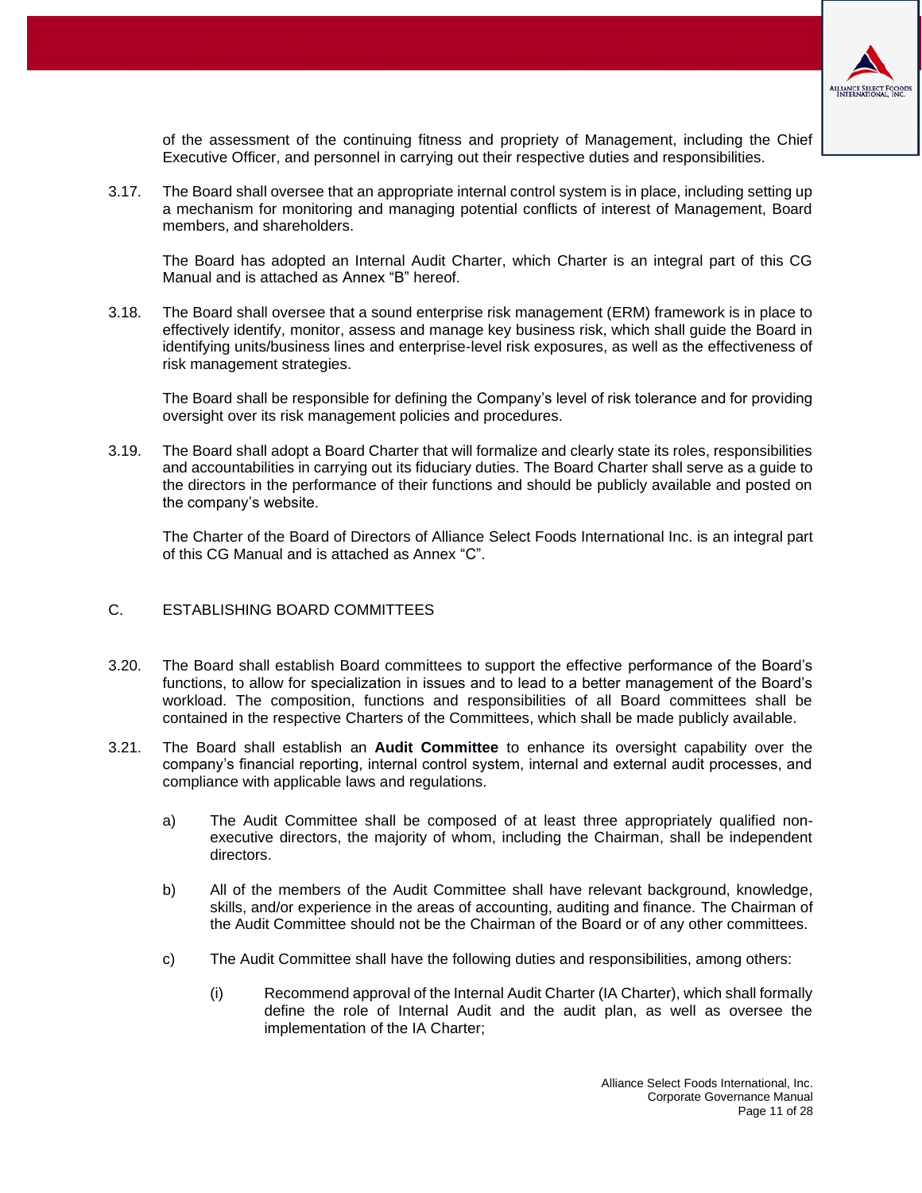of the assessment of the continuing fitness and propriety of Management, including the Chief Executive Officer, and personnel in carrying out their respective duties and responsibilities.

3.17. The Board shall oversee that an appropriate internal control system is in place, including setting up a mechanism for monitoring and managing potential conflicts of interest of Management, Board members, and shareholders.

The Board has adopted an Internal Audit Charter, which Charter is an integral part of this CG Manual and is attached as Annex "B" hereof.

3.18. The Board shall oversee that a sound enterprise risk management (ERM) framework is in place to effectively identify, monitor, assess and manage key business risk, which shall guide the Board in identifying units/business lines and enterprise-level risk exposures, as well as the effectiveness of risk management strategies.

The Board shall be responsible for defining the Company's level of risk tolerance and for providing oversight over its risk management policies and procedures.

3.19. The Board shall adopt a Board Charter that will formalize and clearly state its roles, responsibilities and accountabilities in carrying out its fiduciary duties. The Board Charter shall serve as a guide to the directors in the performance of their functions and should be publicly available and posted on the company's website.

The Charter of the Board of Directors of Alliance Select Foods International Inc. is an integral part of this CG Manual and is attached as Annex "C".

## C. ESTABLISHING BOARD COMMITTEES

3.20. The Board shall establish Board committees to support the effective performance of the Board's functions, to allow for specialization in issues and to lead to a better management of the Board's workload. The composition, functions and responsibilities of all Board committees shall be contained in the respective Charters of the Committees, which shall be made publicly available.

3.21. The Board shall establish an **Audit Committee** to enhance its oversight capability over the company's financial reporting, internal control system, internal and external audit processes, and compliance with applicable laws and regulations.

a) The Audit Committee shall be composed of at least three appropriately qualified non-executive directors, the majority of whom, including the Chairman, shall be independent directors.

b) All of the members of the Audit Committee shall have relevant background, knowledge, skills, and/or experience in the areas of accounting, auditing and finance. The Chairman of the Audit Committee should not be the Chairman of the Board or of any other committees.

c) The Audit Committee shall have the following duties and responsibilities, among others:

(i) Recommend approval of the Internal Audit Charter (IA Charter), which shall formally define the role of Internal Audit and the audit plan, as well as oversee the implementation of the IA Charter;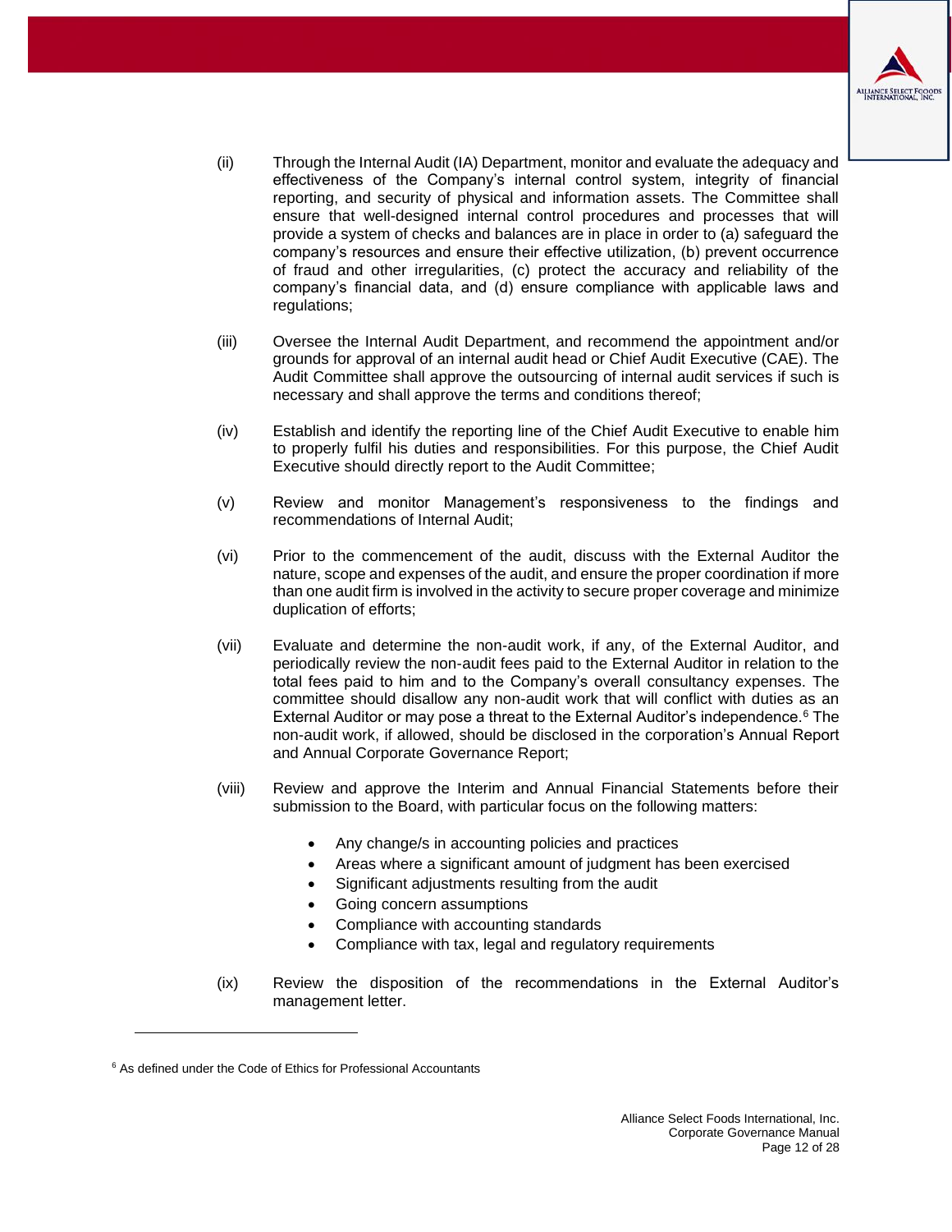(ii) Through the Internal Audit (IA) Department, monitor and evaluate the adequacy and effectiveness of the Company's internal control system, integrity of financial reporting, and security of physical and information assets. The Committee shall ensure that well-designed internal control procedures and processes that will provide a system of checks and balances are in place in order to (a) safeguard the company's resources and ensure their effective utilization, (b) prevent occurrence of fraud and other irregularities, (c) protect the accuracy and reliability of the company's financial data, and (d) ensure compliance with applicable laws and regulations;

(iii) Oversee the Internal Audit Department, and recommend the appointment and/or grounds for approval of an internal audit head or Chief Audit Executive (CAE). The Audit Committee shall approve the outsourcing of internal audit services if such is necessary and shall approve the terms and conditions thereof;

(iv) Establish and identify the reporting line of the Chief Audit Executive to enable him to properly fulfil his duties and responsibilities. For this purpose, the Chief Audit Executive should directly report to the Audit Committee;

(v) Review and monitor Management's responsiveness to the findings and recommendations of Internal Audit;

(vi) Prior to the commencement of the audit, discuss with the External Auditor the nature, scope and expenses of the audit, and ensure the proper coordination if more than one audit firm is involved in the activity to secure proper coverage and minimize duplication of efforts;

(vii) Evaluate and determine the non-audit work, if any, of the External Auditor, and periodically review the non-audit fees paid to the External Auditor in relation to the total fees paid to him and to the Company's overall consultancy expenses. The committee should disallow any non-audit work that will conflict with duties as an External Auditor or may pose a threat to the External Auditor's independence.[6] The non-audit work, if allowed, should be disclosed in the corporation's Annual Report and Annual Corporate Governance Report;

(viii) Review and approve the Interim and Annual Financial Statements before their submission to the Board, with particular focus on the following matters:

- Any change/s in accounting policies and practices
- Areas where a significant amount of judgment has been exercised
- Significant adjustments resulting from the audit
- Going concern assumptions
- Compliance with accounting standards
- Compliance with tax, legal and regulatory requirements

(ix) Review the disposition of the recommendations in the External Auditor's management letter.

---

[6] As defined under the Code of Ethics for Professional Accountants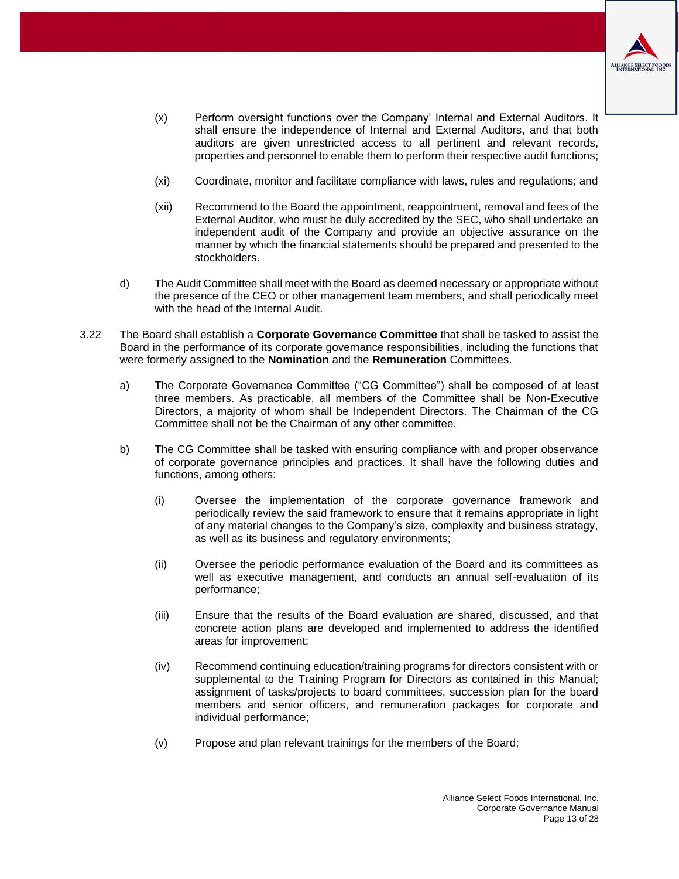(x) Perform oversight functions over the Company' Internal and External Auditors. It shall ensure the independence of Internal and External Auditors, and that both auditors are given unrestricted access to all pertinent and relevant records, properties and personnel to enable them to perform their respective audit functions;

(xi) Coordinate, monitor and facilitate compliance with laws, rules and regulations; and

(xii) Recommend to the Board the appointment, reappointment, removal and fees of the External Auditor, who must be duly accredited by the SEC, who shall undertake an independent audit of the Company and provide an objective assurance on the manner by which the financial statements should be prepared and presented to the stockholders.

d) The Audit Committee shall meet with the Board as deemed necessary or appropriate without the presence of the CEO or other management team members, and shall periodically meet with the head of the Internal Audit.

3.22 The Board shall establish a **Corporate Governance Committee** that shall be tasked to assist the Board in the performance of its corporate governance responsibilities, including the functions that were formerly assigned to the **Nomination** and the **Remuneration** Committees.

a) The Corporate Governance Committee ("CG Committee") shall be composed of at least three members. As practicable, all members of the Committee shall be Non-Executive Directors, a majority of whom shall be Independent Directors. The Chairman of the CG Committee shall not be the Chairman of any other committee.

b) The CG Committee shall be tasked with ensuring compliance with and proper observance of corporate governance principles and practices. It shall have the following duties and functions, among others:

(i) Oversee the implementation of the corporate governance framework and periodically review the said framework to ensure that it remains appropriate in light of any material changes to the Company's size, complexity and business strategy, as well as its business and regulatory environments;

(ii) Oversee the periodic performance evaluation of the Board and its committees as well as executive management, and conducts an annual self-evaluation of its performance;

(iii) Ensure that the results of the Board evaluation are shared, discussed, and that concrete action plans are developed and implemented to address the identified areas for improvement;

(iv) Recommend continuing education/training programs for directors consistent with or supplemental to the Training Program for Directors as contained in this Manual; assignment of tasks/projects to board committees, succession plan for the board members and senior officers, and remuneration packages for corporate and individual performance;

(v) Propose and plan relevant trainings for the members of the Board;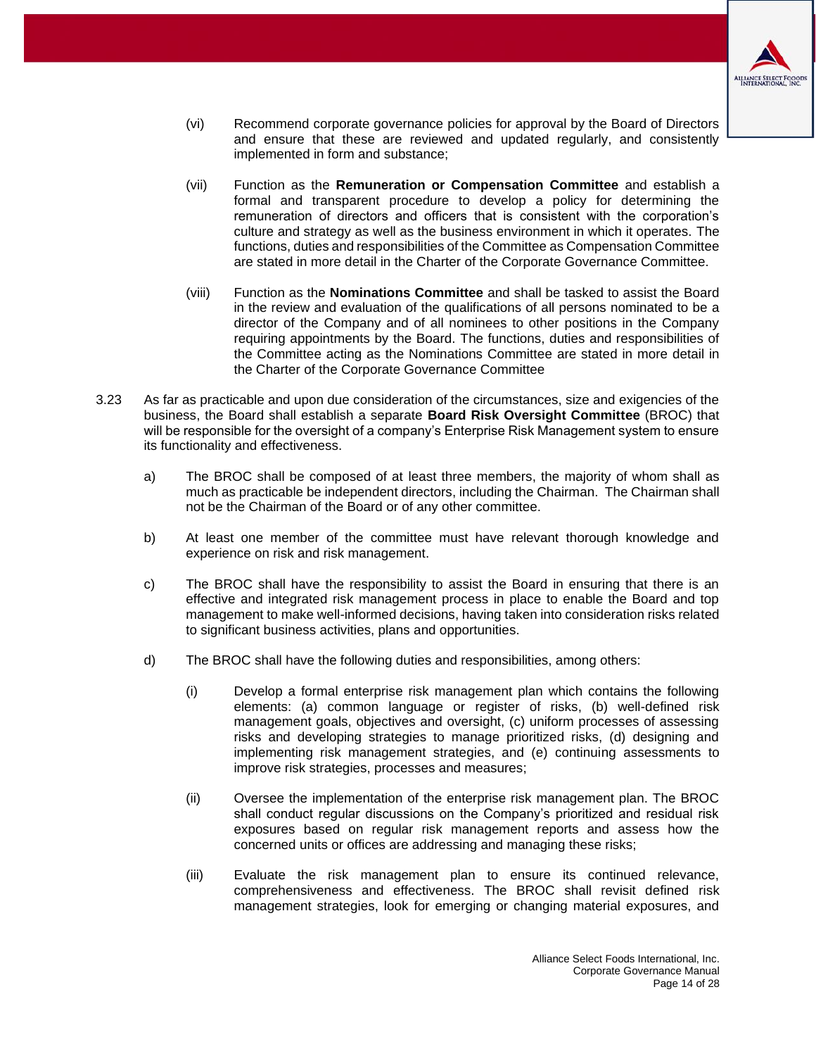(vi) Recommend corporate governance policies for approval by the Board of Directors and ensure that these are reviewed and updated regularly, and consistently implemented in form and substance;

(vii) Function as the **Remuneration or Compensation Committee** and establish a formal and transparent procedure to develop a policy for determining the remuneration of directors and officers that is consistent with the corporation's culture and strategy as well as the business environment in which it operates. The functions, duties and responsibilities of the Committee as Compensation Committee are stated in more detail in the Charter of the Corporate Governance Committee.

(viii) Function as the **Nominations Committee** and shall be tasked to assist the Board in the review and evaluation of the qualifications of all persons nominated to be a director of the Company and of all nominees to other positions in the Company requiring appointments by the Board. The functions, duties and responsibilities of the Committee acting as the Nominations Committee are stated in more detail in the Charter of the Corporate Governance Committee

3.23 As far as practicable and upon due consideration of the circumstances, size and exigencies of the business, the Board shall establish a separate **Board Risk Oversight Committee** (BROC) that will be responsible for the oversight of a company's Enterprise Risk Management system to ensure its functionality and effectiveness.

a) The BROC shall be composed of at least three members, the majority of whom shall as much as practicable be independent directors, including the Chairman. The Chairman shall not be the Chairman of the Board or of any other committee.

b) At least one member of the committee must have relevant thorough knowledge and experience on risk and risk management.

c) The BROC shall have the responsibility to assist the Board in ensuring that there is an effective and integrated risk management process in place to enable the Board and top management to make well-informed decisions, having taken into consideration risks related to significant business activities, plans and opportunities.

d) The BROC shall have the following duties and responsibilities, among others:

(i) Develop a formal enterprise risk management plan which contains the following elements: (a) common language or register of risks, (b) well-defined risk management goals, objectives and oversight, (c) uniform processes of assessing risks and developing strategies to manage prioritized risks, (d) designing and implementing risk management strategies, and (e) continuing assessments to improve risk strategies, processes and measures;

(ii) Oversee the implementation of the enterprise risk management plan. The BROC shall conduct regular discussions on the Company's prioritized and residual risk exposures based on regular risk management reports and assess how the concerned units or offices are addressing and managing these risks;

(iii) Evaluate the risk management plan to ensure its continued relevance, comprehensiveness and effectiveness. The BROC shall revisit defined risk management strategies, look for emerging or changing material exposures, and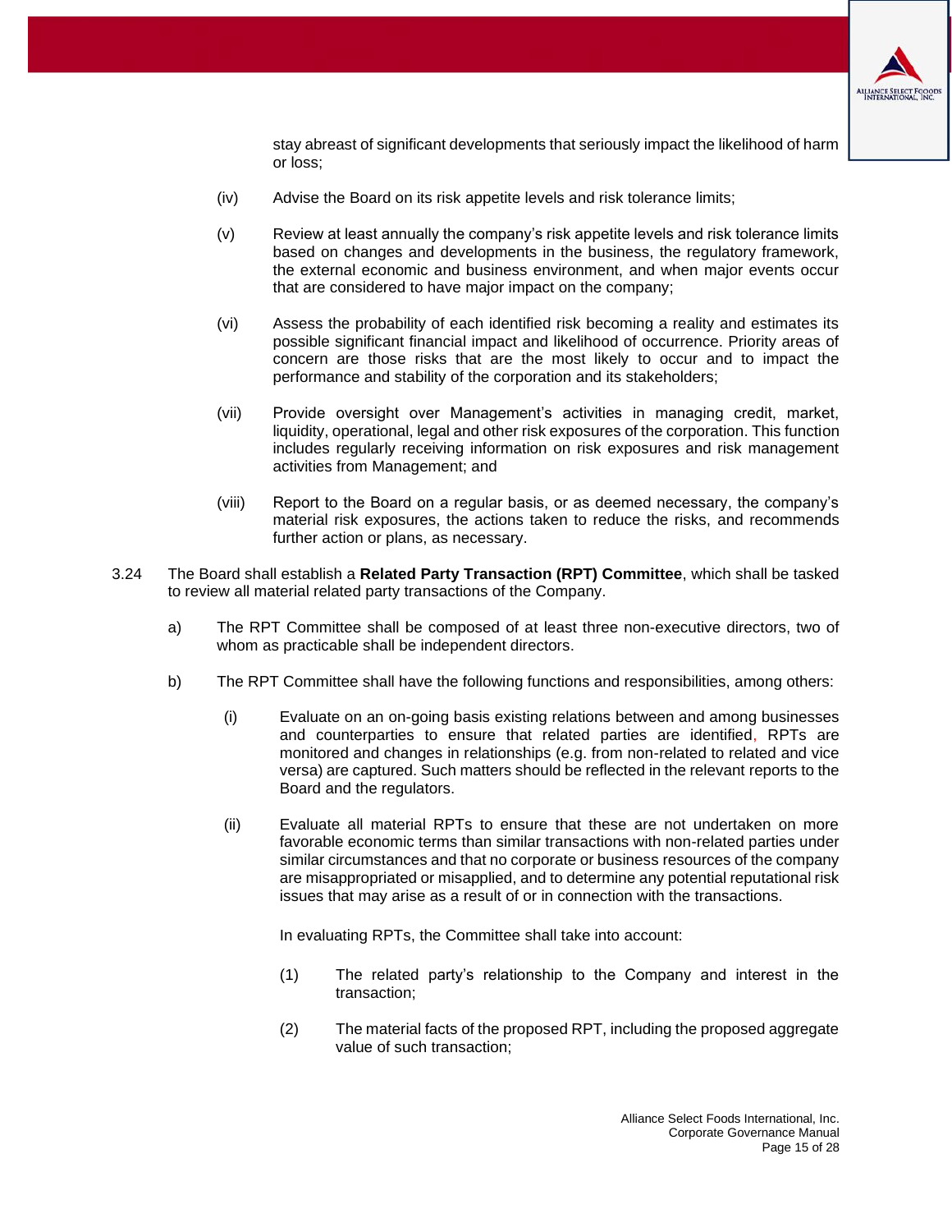stay abreast of significant developments that seriously impact the likelihood of harm or loss;

(iv) Advise the Board on its risk appetite levels and risk tolerance limits;

(v) Review at least annually the company's risk appetite levels and risk tolerance limits based on changes and developments in the business, the regulatory framework, the external economic and business environment, and when major events occur that are considered to have major impact on the company;

(vi) Assess the probability of each identified risk becoming a reality and estimates its possible significant financial impact and likelihood of occurrence. Priority areas of concern are those risks that are the most likely to occur and to impact the performance and stability of the corporation and its stakeholders;

(vii) Provide oversight over Management's activities in managing credit, market, liquidity, operational, legal and other risk exposures of the corporation. This function includes regularly receiving information on risk exposures and risk management activities from Management; and

(viii) Report to the Board on a regular basis, or as deemed necessary, the company's material risk exposures, the actions taken to reduce the risks, and recommends further action or plans, as necessary.

3.24 The Board shall establish a **Related Party Transaction (RPT) Committee**, which shall be tasked to review all material related party transactions of the Company.

a) The RPT Committee shall be composed of at least three non-executive directors, two of whom as practicable shall be independent directors.

b) The RPT Committee shall have the following functions and responsibilities, among others:

(i) Evaluate on an on-going basis existing relations between and among businesses and counterparties to ensure that related parties are identified, RPTs are monitored and changes in relationships (e.g. from non-related to related and vice versa) are captured. Such matters should be reflected in the relevant reports to the Board and the regulators.

(ii) Evaluate all material RPTs to ensure that these are not undertaken on more favorable economic terms than similar transactions with non-related parties under similar circumstances and that no corporate or business resources of the company are misappropriated or misapplied, and to determine any potential reputational risk issues that may arise as a result of or in connection with the transactions.

In evaluating RPTs, the Committee shall take into account:

(1) The related party's relationship to the Company and interest in the transaction;

(2) The material facts of the proposed RPT, including the proposed aggregate value of such transaction;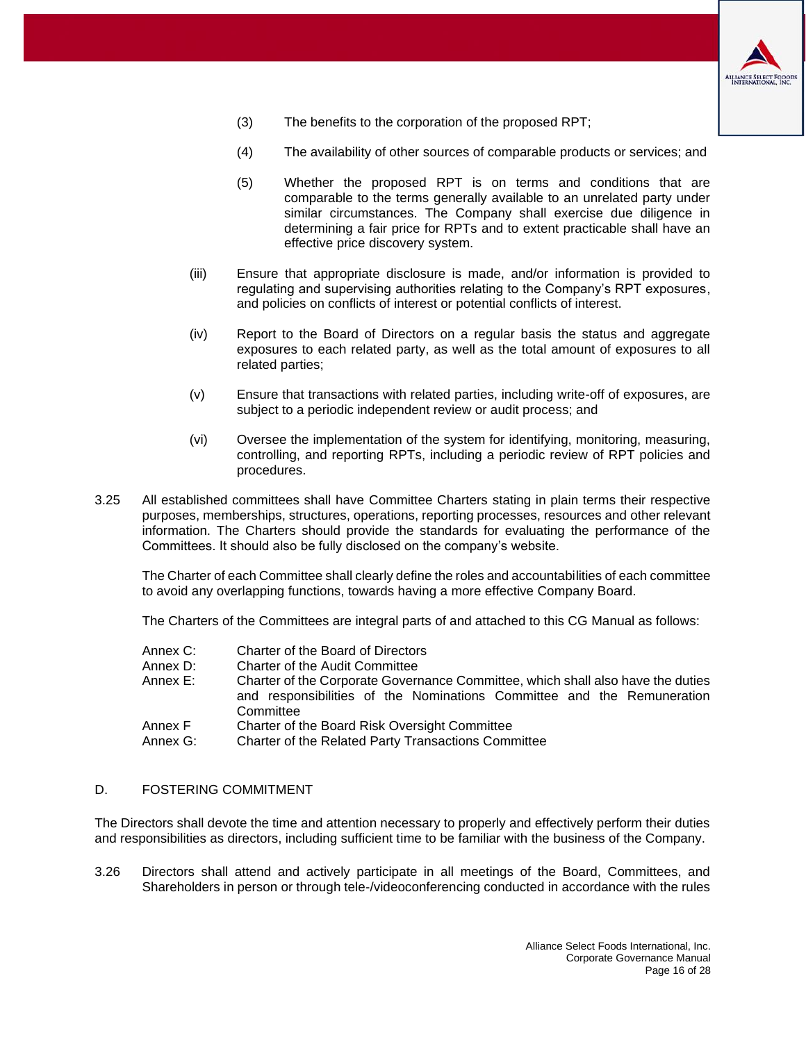(3) The benefits to the corporation of the proposed RPT;

(4) The availability of other sources of comparable products or services; and

(5) Whether the proposed RPT is on terms and conditions that are comparable to the terms generally available to an unrelated party under similar circumstances. The Company shall exercise due diligence in determining a fair price for RPTs and to extent practicable shall have an effective price discovery system.

(iii) Ensure that appropriate disclosure is made, and/or information is provided to regulating and supervising authorities relating to the Company's RPT exposures, and policies on conflicts of interest or potential conflicts of interest.

(iv) Report to the Board of Directors on a regular basis the status and aggregate exposures to each related party, as well as the total amount of exposures to all related parties;

(v) Ensure that transactions with related parties, including write-off of exposures, are subject to a periodic independent review or audit process; and

(vi) Oversee the implementation of the system for identifying, monitoring, measuring, controlling, and reporting RPTs, including a periodic review of RPT policies and procedures.

3.25 All established committees shall have Committee Charters stating in plain terms their respective purposes, memberships, structures, operations, reporting processes, resources and other relevant information. The Charters should provide the standards for evaluating the performance of the Committees. It should also be fully disclosed on the company's website.

The Charter of each Committee shall clearly define the roles and accountabilities of each committee to avoid any overlapping functions, towards having a more effective Company Board.

The Charters of the Committees are integral parts of and attached to this CG Manual as follows:

Annex C: Charter of the Board of Directors
Annex D: Charter of the Audit Committee
Annex E: Charter of the Corporate Governance Committee, which shall also have the duties and responsibilities of the Nominations Committee and the Remuneration Committee
Annex F Charter of the Board Risk Oversight Committee
Annex G: Charter of the Related Party Transactions Committee

## D. FOSTERING COMMITMENT

The Directors shall devote the time and attention necessary to properly and effectively perform their duties and responsibilities as directors, including sufficient time to be familiar with the business of the Company.

3.26 Directors shall attend and actively participate in all meetings of the Board, Committees, and Shareholders in person or through tele-/videoconferencing conducted in accordance with the rules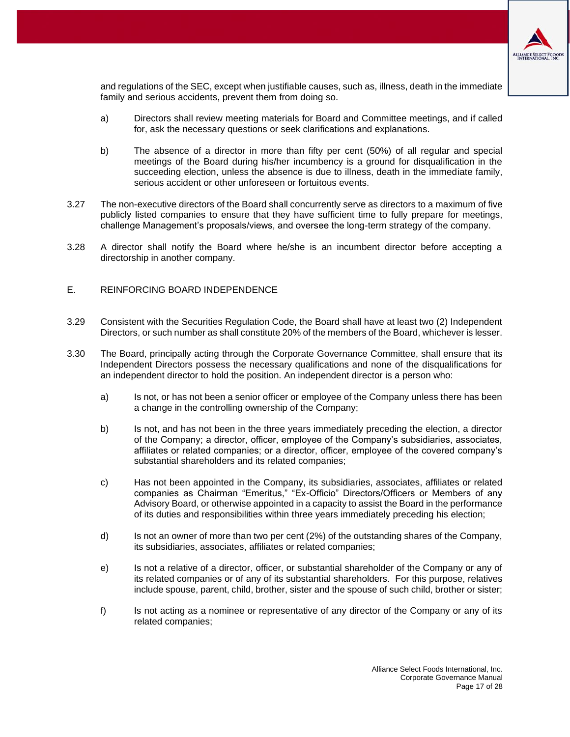and regulations of the SEC, except when justifiable causes, such as, illness, death in the immediate family and serious accidents, prevent them from doing so.

a) Directors shall review meeting materials for Board and Committee meetings, and if called for, ask the necessary questions or seek clarifications and explanations.

b) The absence of a director in more than fifty per cent (50%) of all regular and special meetings of the Board during his/her incumbency is a ground for disqualification in the succeeding election, unless the absence is due to illness, death in the immediate family, serious accident or other unforeseen or fortuitous events.

3.27 The non-executive directors of the Board shall concurrently serve as directors to a maximum of five publicly listed companies to ensure that they have sufficient time to fully prepare for meetings, challenge Management's proposals/views, and oversee the long-term strategy of the company.

3.28 A director shall notify the Board where he/she is an incumbent director before accepting a directorship in another company.

## E. REINFORCING BOARD INDEPENDENCE

3.29 Consistent with the Securities Regulation Code, the Board shall have at least two (2) Independent Directors, or such number as shall constitute 20% of the members of the Board, whichever is lesser.

3.30 The Board, principally acting through the Corporate Governance Committee, shall ensure that its Independent Directors possess the necessary qualifications and none of the disqualifications for an independent director to hold the position. An independent director is a person who:

a) Is not, or has not been a senior officer or employee of the Company unless there has been a change in the controlling ownership of the Company;

b) Is not, and has not been in the three years immediately preceding the election, a director of the Company; a director, officer, employee of the Company's subsidiaries, associates, affiliates or related companies; or a director, officer, employee of the covered company's substantial shareholders and its related companies;

c) Has not been appointed in the Company, its subsidiaries, associates, affiliates or related companies as Chairman "Emeritus," "Ex-Officio" Directors/Officers or Members of any Advisory Board, or otherwise appointed in a capacity to assist the Board in the performance of its duties and responsibilities within three years immediately preceding his election;

d) Is not an owner of more than two per cent (2%) of the outstanding shares of the Company, its subsidiaries, associates, affiliates or related companies;

e) Is not a relative of a director, officer, or substantial shareholder of the Company or any of its related companies or of any of its substantial shareholders. For this purpose, relatives include spouse, parent, child, brother, sister and the spouse of such child, brother or sister;

f) Is not acting as a nominee or representative of any director of the Company or any of its related companies;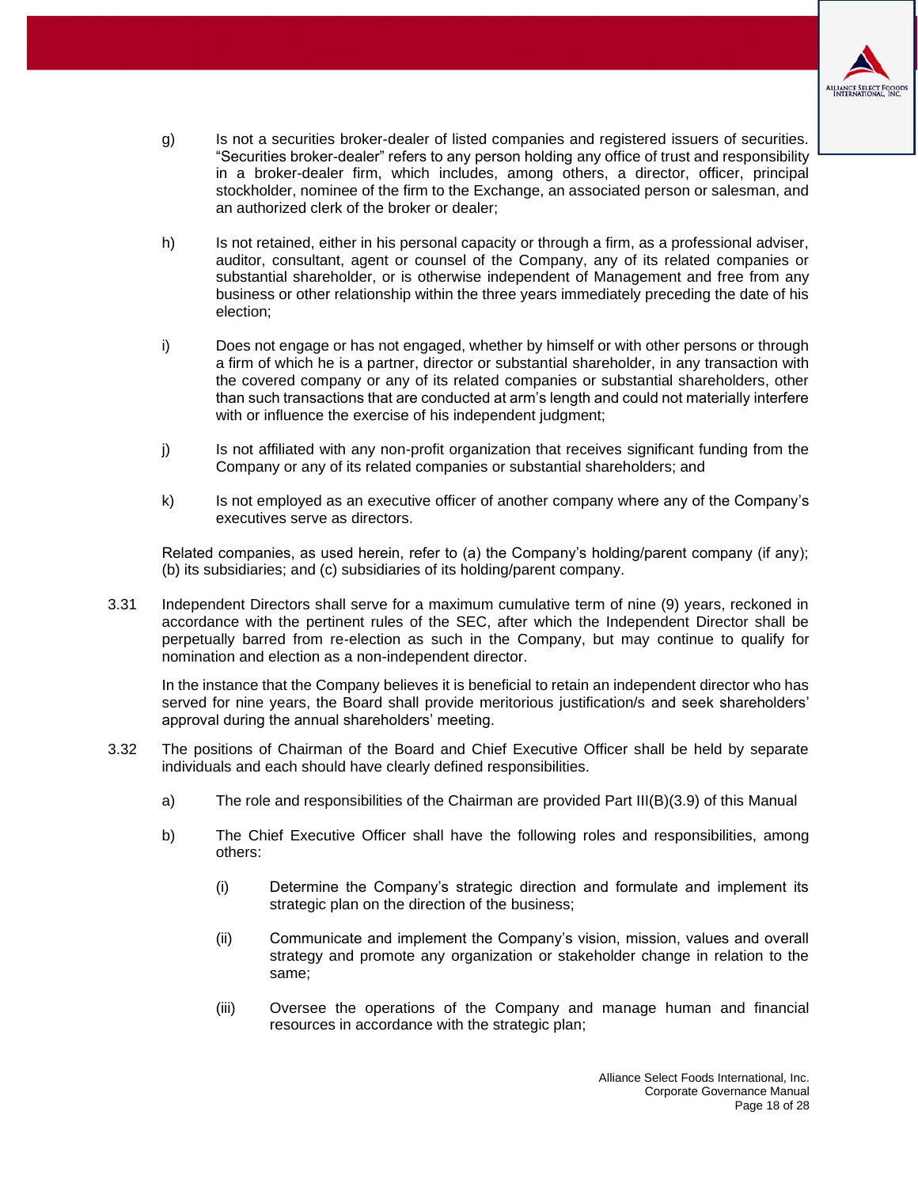g) Is not a securities broker-dealer of listed companies and registered issuers of securities. "Securities broker-dealer" refers to any person holding any office of trust and responsibility in a broker-dealer firm, which includes, among others, a director, officer, principal stockholder, nominee of the firm to the Exchange, an associated person or salesman, and an authorized clerk of the broker or dealer;

h) Is not retained, either in his personal capacity or through a firm, as a professional adviser, auditor, consultant, agent or counsel of the Company, any of its related companies or substantial shareholder, or is otherwise independent of Management and free from any business or other relationship within the three years immediately preceding the date of his election;

i) Does not engage or has not engaged, whether by himself or with other persons or through a firm of which he is a partner, director or substantial shareholder, in any transaction with the covered company or any of its related companies or substantial shareholders, other than such transactions that are conducted at arm's length and could not materially interfere with or influence the exercise of his independent judgment;

j) Is not affiliated with any non-profit organization that receives significant funding from the Company or any of its related companies or substantial shareholders; and

k) Is not employed as an executive officer of another company where any of the Company's executives serve as directors.

Related companies, as used herein, refer to (a) the Company's holding/parent company (if any); (b) its subsidiaries; and (c) subsidiaries of its holding/parent company.

3.31 Independent Directors shall serve for a maximum cumulative term of nine (9) years, reckoned in accordance with the pertinent rules of the SEC, after which the Independent Director shall be perpetually barred from re-election as such in the Company, but may continue to qualify for nomination and election as a non-independent director.

In the instance that the Company believes it is beneficial to retain an independent director who has served for nine years, the Board shall provide meritorious justification/s and seek shareholders' approval during the annual shareholders' meeting.

3.32 The positions of Chairman of the Board and Chief Executive Officer shall be held by separate individuals and each should have clearly defined responsibilities.

a) The role and responsibilities of the Chairman are provided Part III(B)(3.9) of this Manual

b) The Chief Executive Officer shall have the following roles and responsibilities, among others:

(i) Determine the Company's strategic direction and formulate and implement its strategic plan on the direction of the business;

(ii) Communicate and implement the Company's vision, mission, values and overall strategy and promote any organization or stakeholder change in relation to the same;

(iii) Oversee the operations of the Company and manage human and financial resources in accordance with the strategic plan;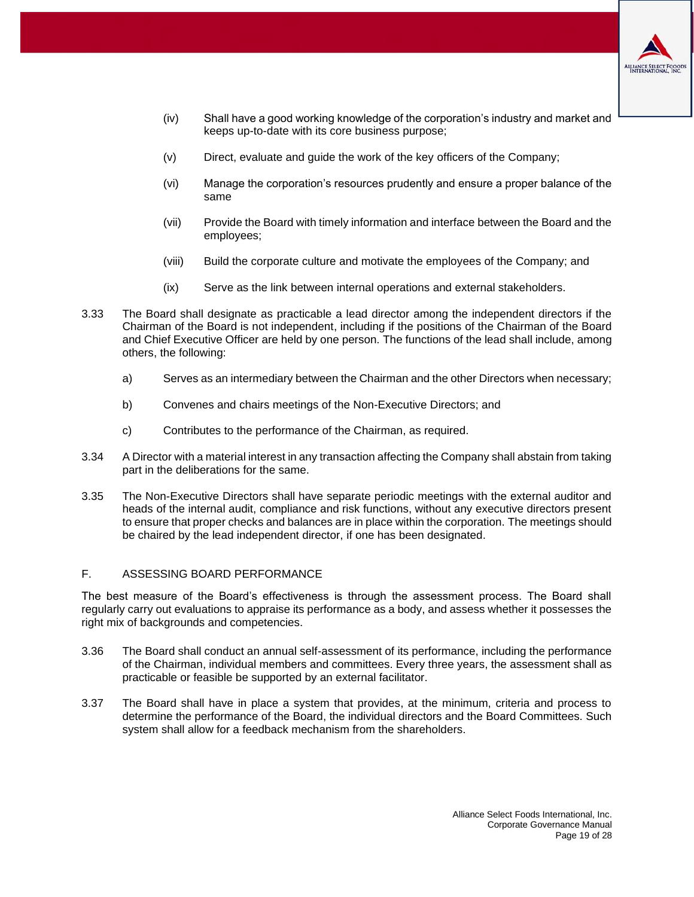(iv) Shall have a good working knowledge of the corporation's industry and market and keeps up-to-date with its core business purpose;

(v) Direct, evaluate and guide the work of the key officers of the Company;

(vi) Manage the corporation's resources prudently and ensure a proper balance of the same

(vii) Provide the Board with timely information and interface between the Board and the employees;

(viii) Build the corporate culture and motivate the employees of the Company; and

(ix) Serve as the link between internal operations and external stakeholders.

3.33 The Board shall designate as practicable a lead director among the independent directors if the Chairman of the Board is not independent, including if the positions of the Chairman of the Board and Chief Executive Officer are held by one person. The functions of the lead shall include, among others, the following:

a) Serves as an intermediary between the Chairman and the other Directors when necessary;

b) Convenes and chairs meetings of the Non-Executive Directors; and

c) Contributes to the performance of the Chairman, as required.

3.34 A Director with a material interest in any transaction affecting the Company shall abstain from taking part in the deliberations for the same.

3.35 The Non-Executive Directors shall have separate periodic meetings with the external auditor and heads of the internal audit, compliance and risk functions, without any executive directors present to ensure that proper checks and balances are in place within the corporation. The meetings should be chaired by the lead independent director, if one has been designated.

## F. ASSESSING BOARD PERFORMANCE

The best measure of the Board's effectiveness is through the assessment process. The Board shall regularly carry out evaluations to appraise its performance as a body, and assess whether it possesses the right mix of backgrounds and competencies.

3.36 The Board shall conduct an annual self-assessment of its performance, including the performance of the Chairman, individual members and committees. Every three years, the assessment shall as practicable or feasible be supported by an external facilitator.

3.37 The Board shall have in place a system that provides, at the minimum, criteria and process to determine the performance of the Board, the individual directors and the Board Committees. Such system shall allow for a feedback mechanism from the shareholders.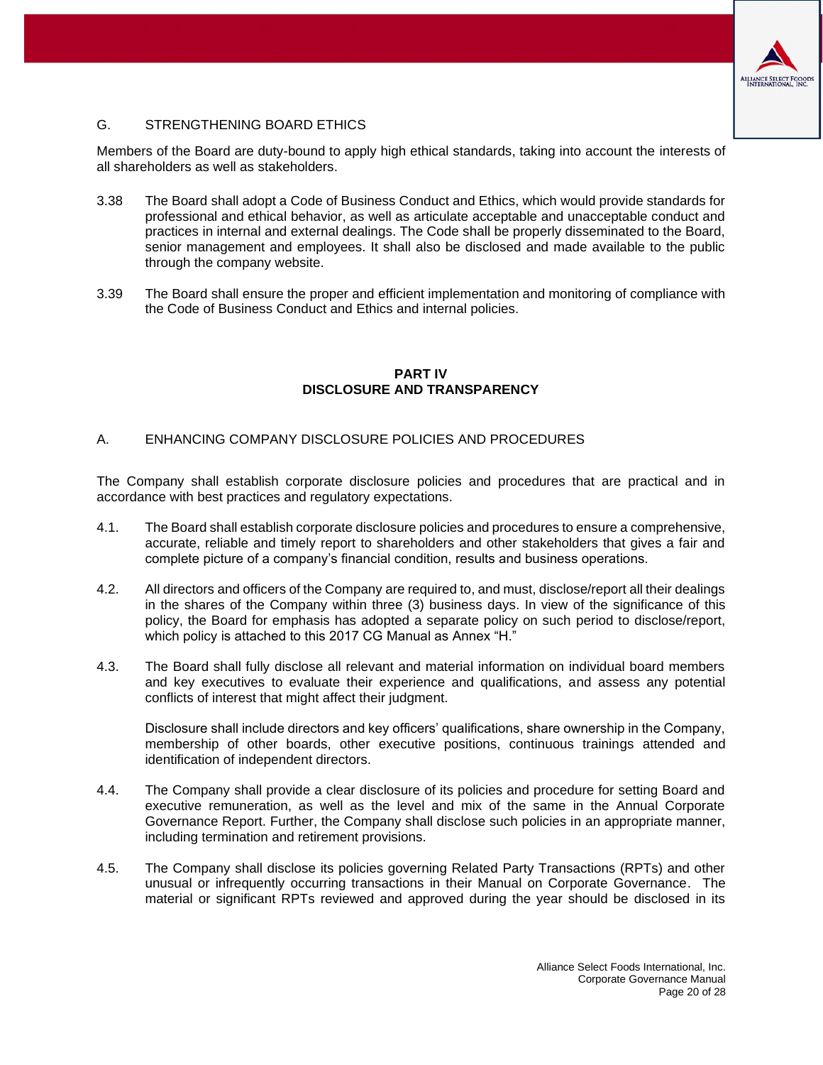### G. STRENGTHENING BOARD ETHICS

Members of the Board are duty-bound to apply high ethical standards, taking into account the interests of all shareholders as well as stakeholders.

3.38 The Board shall adopt a Code of Business Conduct and Ethics, which would provide standards for professional and ethical behavior, as well as articulate acceptable and unacceptable conduct and practices in internal and external dealings. The Code shall be properly disseminated to the Board, senior management and employees. It shall also be disclosed and made available to the public through the company website.

3.39 The Board shall ensure the proper and efficient implementation and monitoring of compliance with the Code of Business Conduct and Ethics and internal policies.

## PART IV
## DISCLOSURE AND TRANSPARENCY

### A. ENHANCING COMPANY DISCLOSURE POLICIES AND PROCEDURES

The Company shall establish corporate disclosure policies and procedures that are practical and in accordance with best practices and regulatory expectations.

4.1. The Board shall establish corporate disclosure policies and procedures to ensure a comprehensive, accurate, reliable and timely report to shareholders and other stakeholders that gives a fair and complete picture of a company's financial condition, results and business operations.

4.2. All directors and officers of the Company are required to, and must, disclose/report all their dealings in the shares of the Company within three (3) business days. In view of the significance of this policy, the Board for emphasis has adopted a separate policy on such period to disclose/report, which policy is attached to this 2017 CG Manual as Annex "H."

4.3. The Board shall fully disclose all relevant and material information on individual board members and key executives to evaluate their experience and qualifications, and assess any potential conflicts of interest that might affect their judgment.

Disclosure shall include directors and key officers' qualifications, share ownership in the Company, membership of other boards, other executive positions, continuous trainings attended and identification of independent directors.

4.4. The Company shall provide a clear disclosure of its policies and procedure for setting Board and executive remuneration, as well as the level and mix of the same in the Annual Corporate Governance Report. Further, the Company shall disclose such policies in an appropriate manner, including termination and retirement provisions.

4.5. The Company shall disclose its policies governing Related Party Transactions (RPTs) and other unusual or infrequently occurring transactions in their Manual on Corporate Governance. The material or significant RPTs reviewed and approved during the year should be disclosed in its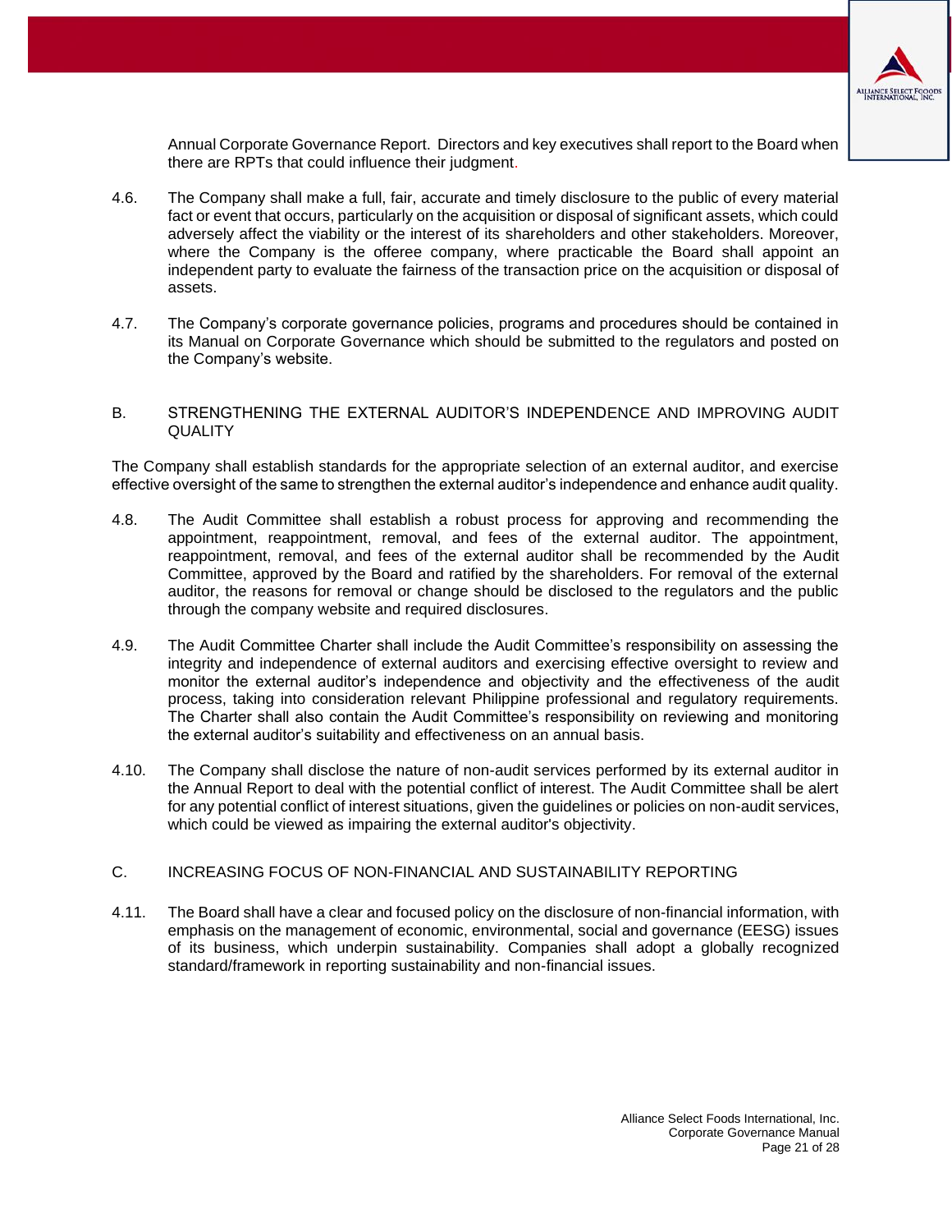Annual Corporate Governance Report. Directors and key executives shall report to the Board when there are RPTs that could influence their judgment.

4.6. The Company shall make a full, fair, accurate and timely disclosure to the public of every material fact or event that occurs, particularly on the acquisition or disposal of significant assets, which could adversely affect the viability or the interest of its shareholders and other stakeholders. Moreover, where the Company is the offeree company, where practicable the Board shall appoint an independent party to evaluate the fairness of the transaction price on the acquisition or disposal of assets.

4.7. The Company's corporate governance policies, programs and procedures should be contained in its Manual on Corporate Governance which should be submitted to the regulators and posted on the Company's website.

## B. STRENGTHENING THE EXTERNAL AUDITOR'S INDEPENDENCE AND IMPROVING AUDIT QUALITY

The Company shall establish standards for the appropriate selection of an external auditor, and exercise effective oversight of the same to strengthen the external auditor's independence and enhance audit quality.

4.8. The Audit Committee shall establish a robust process for approving and recommending the appointment, reappointment, removal, and fees of the external auditor. The appointment, reappointment, removal, and fees of the external auditor shall be recommended by the Audit Committee, approved by the Board and ratified by the shareholders. For removal of the external auditor, the reasons for removal or change should be disclosed to the regulators and the public through the company website and required disclosures.

4.9. The Audit Committee Charter shall include the Audit Committee's responsibility on assessing the integrity and independence of external auditors and exercising effective oversight to review and monitor the external auditor's independence and objectivity and the effectiveness of the audit process, taking into consideration relevant Philippine professional and regulatory requirements. The Charter shall also contain the Audit Committee's responsibility on reviewing and monitoring the external auditor's suitability and effectiveness on an annual basis.

4.10. The Company shall disclose the nature of non-audit services performed by its external auditor in the Annual Report to deal with the potential conflict of interest. The Audit Committee shall be alert for any potential conflict of interest situations, given the guidelines or policies on non-audit services, which could be viewed as impairing the external auditor's objectivity.

## C. INCREASING FOCUS OF NON-FINANCIAL AND SUSTAINABILITY REPORTING

4.11. The Board shall have a clear and focused policy on the disclosure of non-financial information, with emphasis on the management of economic, environmental, social and governance (EESG) issues of its business, which underpin sustainability. Companies shall adopt a globally recognized standard/framework in reporting sustainability and non-financial issues.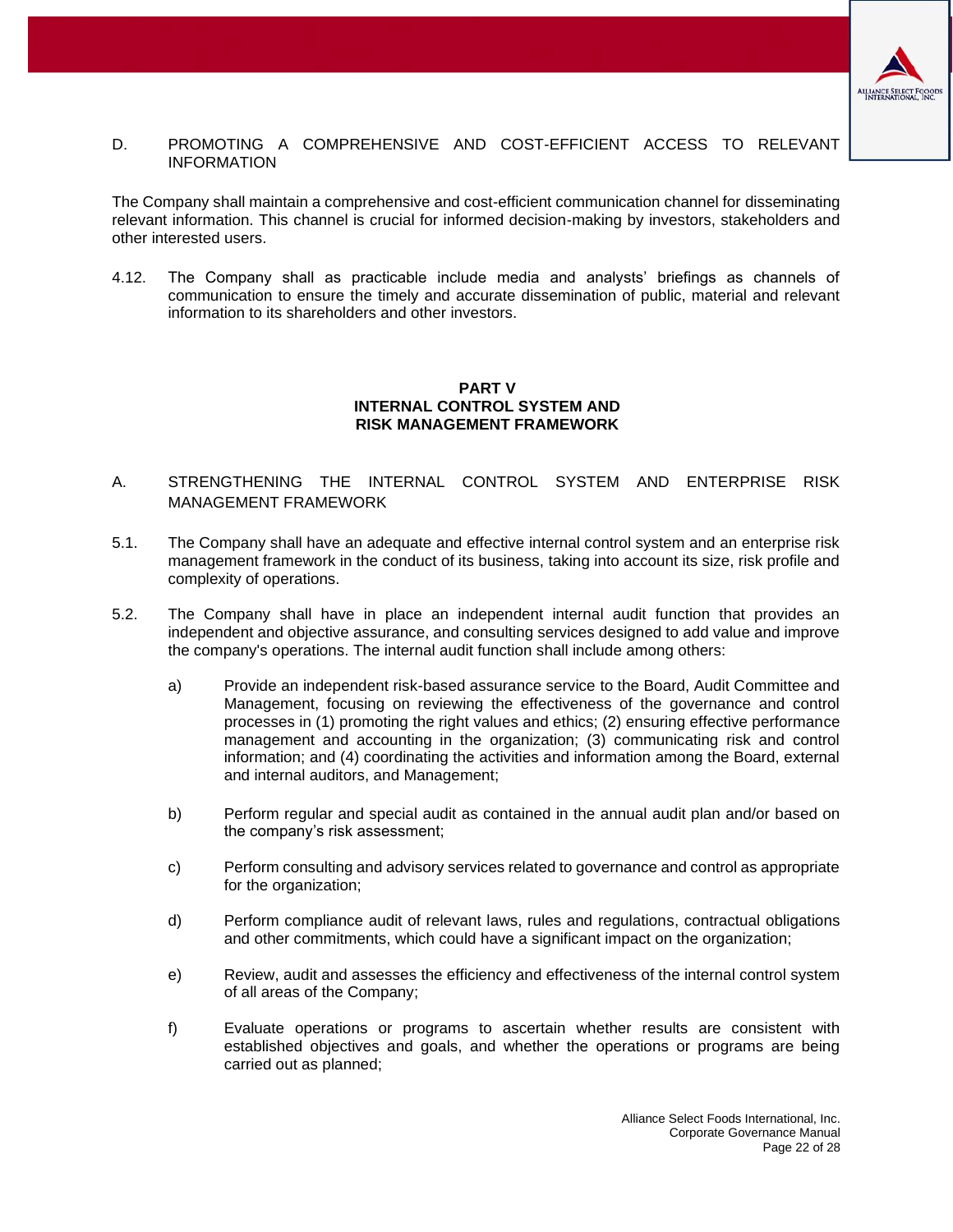D. PROMOTING A COMPREHENSIVE AND COST-EFFICIENT ACCESS TO RELEVANT INFORMATION

The Company shall maintain a comprehensive and cost-efficient communication channel for disseminating relevant information. This channel is crucial for informed decision-making by investors, stakeholders and other interested users.

4.12. The Company shall as practicable include media and analysts' briefings as channels of communication to ensure the timely and accurate dissemination of public, material and relevant information to its shareholders and other investors.

## PART V
## INTERNAL CONTROL SYSTEM AND RISK MANAGEMENT FRAMEWORK

A. STRENGTHENING THE INTERNAL CONTROL SYSTEM AND ENTERPRISE RISK MANAGEMENT FRAMEWORK

5.1. The Company shall have an adequate and effective internal control system and an enterprise risk management framework in the conduct of its business, taking into account its size, risk profile and complexity of operations.

5.2. The Company shall have in place an independent internal audit function that provides an independent and objective assurance, and consulting services designed to add value and improve the company's operations. The internal audit function shall include among others:

a) Provide an independent risk-based assurance service to the Board, Audit Committee and Management, focusing on reviewing the effectiveness of the governance and control processes in (1) promoting the right values and ethics; (2) ensuring effective performance management and accounting in the organization; (3) communicating risk and control information; and (4) coordinating the activities and information among the Board, external and internal auditors, and Management;

b) Perform regular and special audit as contained in the annual audit plan and/or based on the company's risk assessment;

c) Perform consulting and advisory services related to governance and control as appropriate for the organization;

d) Perform compliance audit of relevant laws, rules and regulations, contractual obligations and other commitments, which could have a significant impact on the organization;

e) Review, audit and assesses the efficiency and effectiveness of the internal control system of all areas of the Company;

f) Evaluate operations or programs to ascertain whether results are consistent with established objectives and goals, and whether the operations or programs are being carried out as planned;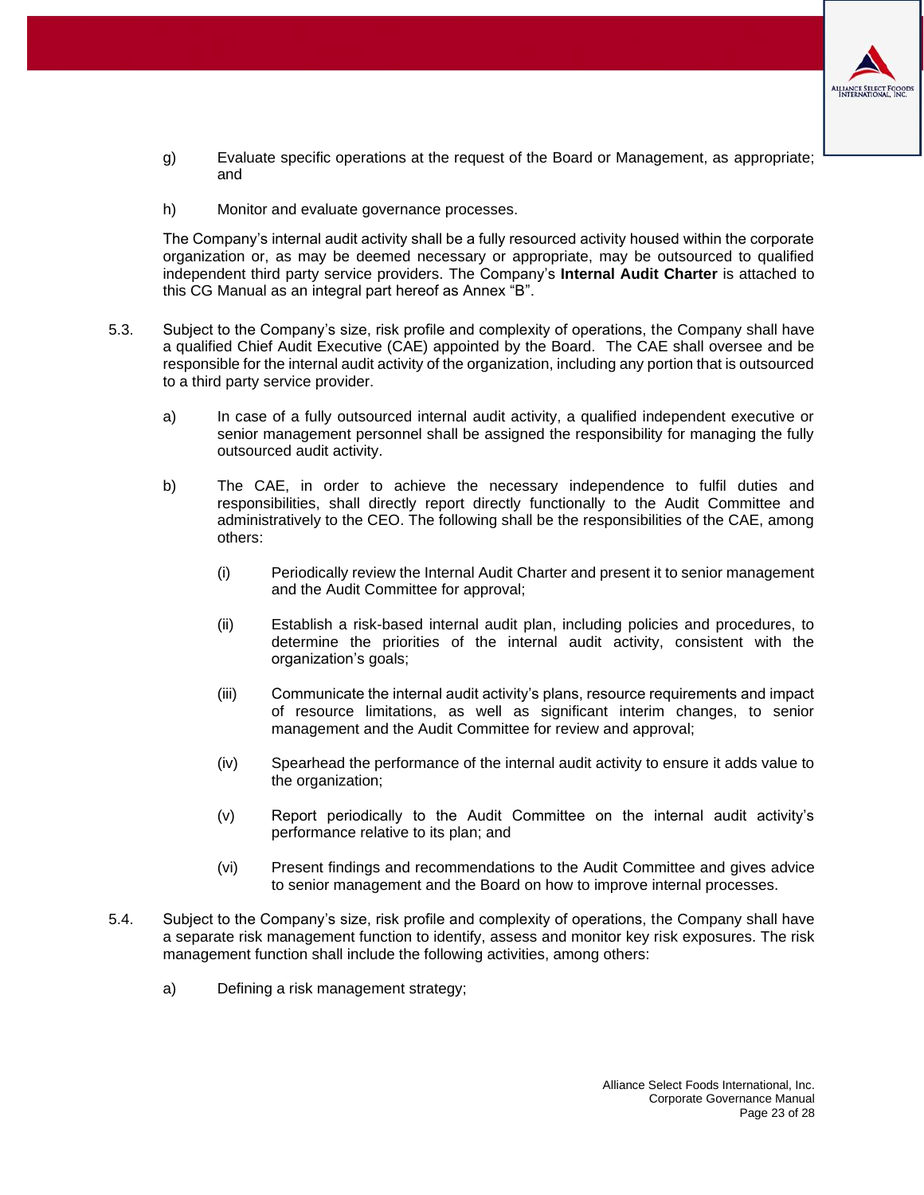g) Evaluate specific operations at the request of the Board or Management, as appropriate; and

h) Monitor and evaluate governance processes.

The Company's internal audit activity shall be a fully resourced activity housed within the corporate organization or, as may be deemed necessary or appropriate, may be outsourced to qualified independent third party service providers. The Company's **Internal Audit Charter** is attached to this CG Manual as an integral part hereof as Annex "B".

5.3. Subject to the Company's size, risk profile and complexity of operations, the Company shall have a qualified Chief Audit Executive (CAE) appointed by the Board. The CAE shall oversee and be responsible for the internal audit activity of the organization, including any portion that is outsourced to a third party service provider.

a) In case of a fully outsourced internal audit activity, a qualified independent executive or senior management personnel shall be assigned the responsibility for managing the fully outsourced audit activity.

b) The CAE, in order to achieve the necessary independence to fulfil duties and responsibilities, shall directly report directly functionally to the Audit Committee and administratively to the CEO. The following shall be the responsibilities of the CAE, among others:

(i) Periodically review the Internal Audit Charter and present it to senior management and the Audit Committee for approval;

(ii) Establish a risk-based internal audit plan, including policies and procedures, to determine the priorities of the internal audit activity, consistent with the organization's goals;

(iii) Communicate the internal audit activity's plans, resource requirements and impact of resource limitations, as well as significant interim changes, to senior management and the Audit Committee for review and approval;

(iv) Spearhead the performance of the internal audit activity to ensure it adds value to the organization;

(v) Report periodically to the Audit Committee on the internal audit activity's performance relative to its plan; and

(vi) Present findings and recommendations to the Audit Committee and gives advice to senior management and the Board on how to improve internal processes.

5.4. Subject to the Company's size, risk profile and complexity of operations, the Company shall have a separate risk management function to identify, assess and monitor key risk exposures. The risk management function shall include the following activities, among others:

a) Defining a risk management strategy;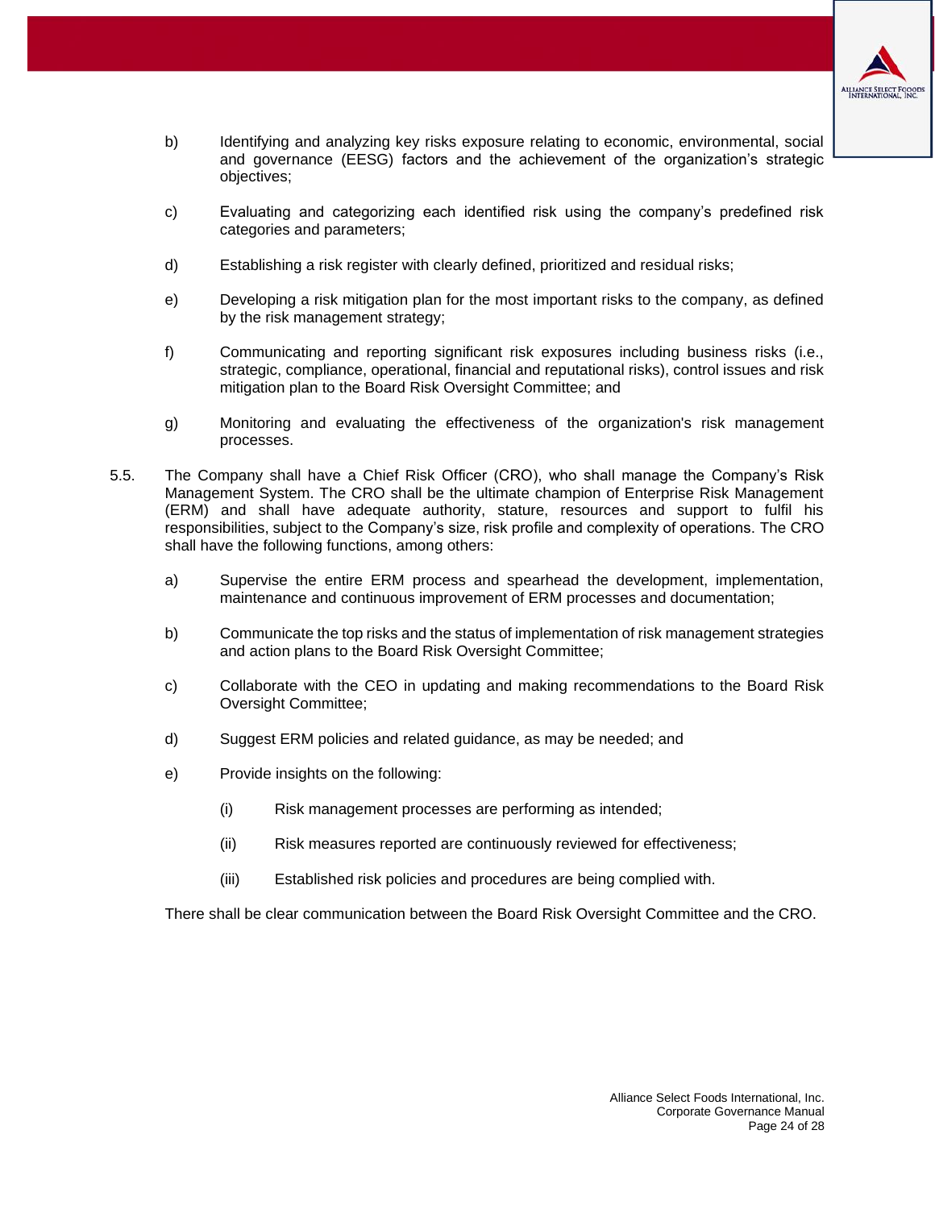b) Identifying and analyzing key risks exposure relating to economic, environmental, social and governance (EESG) factors and the achievement of the organization's strategic objectives;

c) Evaluating and categorizing each identified risk using the company's predefined risk categories and parameters;

d) Establishing a risk register with clearly defined, prioritized and residual risks;

e) Developing a risk mitigation plan for the most important risks to the company, as defined by the risk management strategy;

f) Communicating and reporting significant risk exposures including business risks (i.e., strategic, compliance, operational, financial and reputational risks), control issues and risk mitigation plan to the Board Risk Oversight Committee; and

g) Monitoring and evaluating the effectiveness of the organization's risk management processes.

5.5. The Company shall have a Chief Risk Officer (CRO), who shall manage the Company's Risk Management System. The CRO shall be the ultimate champion of Enterprise Risk Management (ERM) and shall have adequate authority, stature, resources and support to fulfil his responsibilities, subject to the Company's size, risk profile and complexity of operations. The CRO shall have the following functions, among others:

a) Supervise the entire ERM process and spearhead the development, implementation, maintenance and continuous improvement of ERM processes and documentation;

b) Communicate the top risks and the status of implementation of risk management strategies and action plans to the Board Risk Oversight Committee;

c) Collaborate with the CEO in updating and making recommendations to the Board Risk Oversight Committee;

d) Suggest ERM policies and related guidance, as may be needed; and

e) Provide insights on the following:

   (i) Risk management processes are performing as intended;

   (ii) Risk measures reported are continuously reviewed for effectiveness;

   (iii) Established risk policies and procedures are being complied with.

There shall be clear communication between the Board Risk Oversight Committee and the CRO.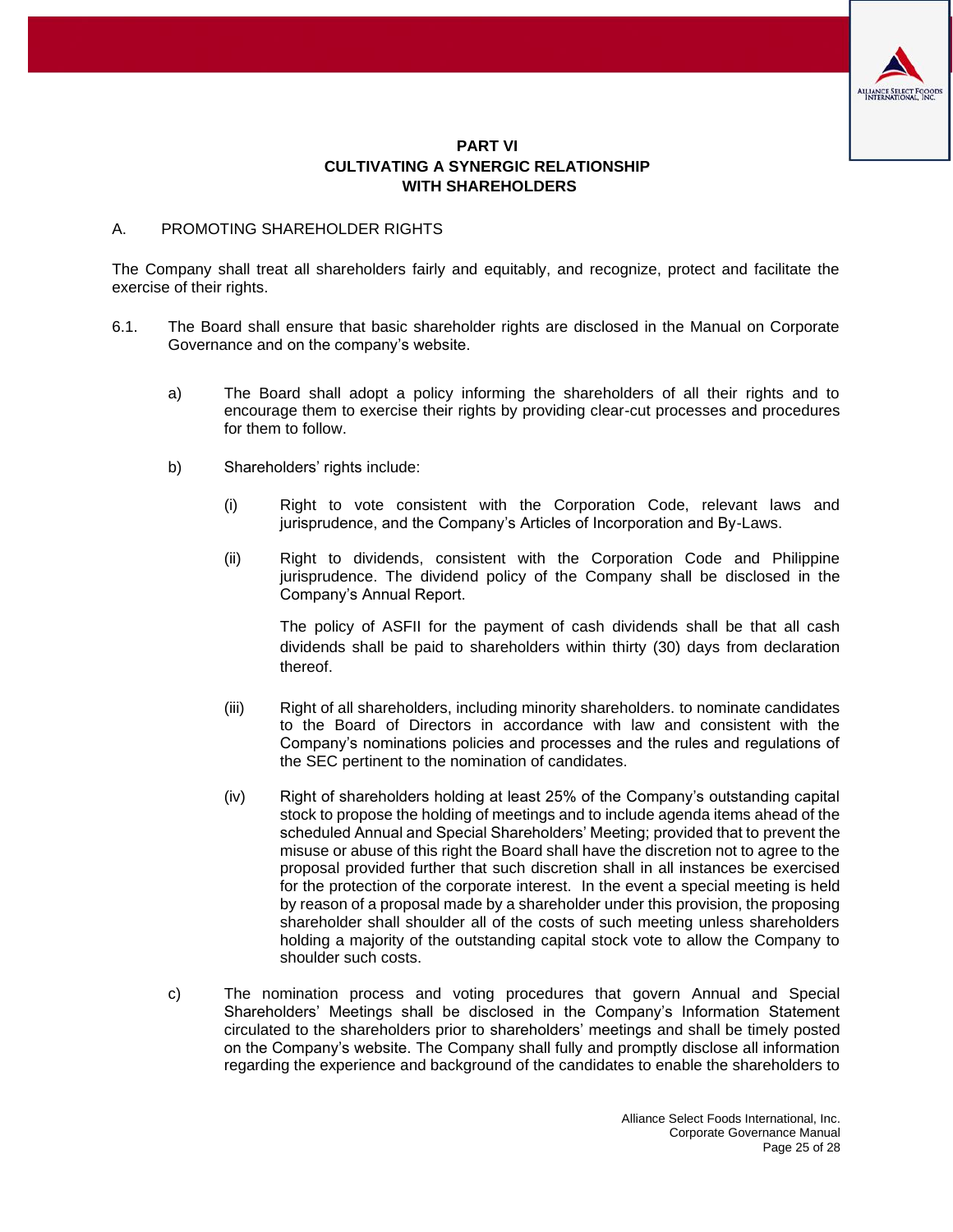# PART VI
# CULTIVATING A SYNERGIC RELATIONSHIP WITH SHAREHOLDERS

## A. PROMOTING SHAREHOLDER RIGHTS

The Company shall treat all shareholders fairly and equitably, and recognize, protect and facilitate the exercise of their rights.

6.1. The Board shall ensure that basic shareholder rights are disclosed in the Manual on Corporate Governance and on the company's website.

a) The Board shall adopt a policy informing the shareholders of all their rights and to encourage them to exercise their rights by providing clear-cut processes and procedures for them to follow.

b) Shareholders' rights include:

(i) Right to vote consistent with the Corporation Code, relevant laws and jurisprudence, and the Company's Articles of Incorporation and By-Laws.

(ii) Right to dividends, consistent with the Corporation Code and Philippine jurisprudence. The dividend policy of the Company shall be disclosed in the Company's Annual Report.

The policy of ASFII for the payment of cash dividends shall be that all cash dividends shall be paid to shareholders within thirty (30) days from declaration thereof.

(iii) Right of all shareholders, including minority shareholders. to nominate candidates to the Board of Directors in accordance with law and consistent with the Company's nominations policies and processes and the rules and regulations of the SEC pertinent to the nomination of candidates.

(iv) Right of shareholders holding at least 25% of the Company's outstanding capital stock to propose the holding of meetings and to include agenda items ahead of the scheduled Annual and Special Shareholders' Meeting; provided that to prevent the misuse or abuse of this right the Board shall have the discretion not to agree to the proposal provided further that such discretion shall in all instances be exercised for the protection of the corporate interest. In the event a special meeting is held by reason of a proposal made by a shareholder under this provision, the proposing shareholder shall shoulder all of the costs of such meeting unless shareholders holding a majority of the outstanding capital stock vote to allow the Company to shoulder such costs.

c) The nomination process and voting procedures that govern Annual and Special Shareholders' Meetings shall be disclosed in the Company's Information Statement circulated to the shareholders prior to shareholders' meetings and shall be timely posted on the Company's website. The Company shall fully and promptly disclose all information regarding the experience and background of the candidates to enable the shareholders to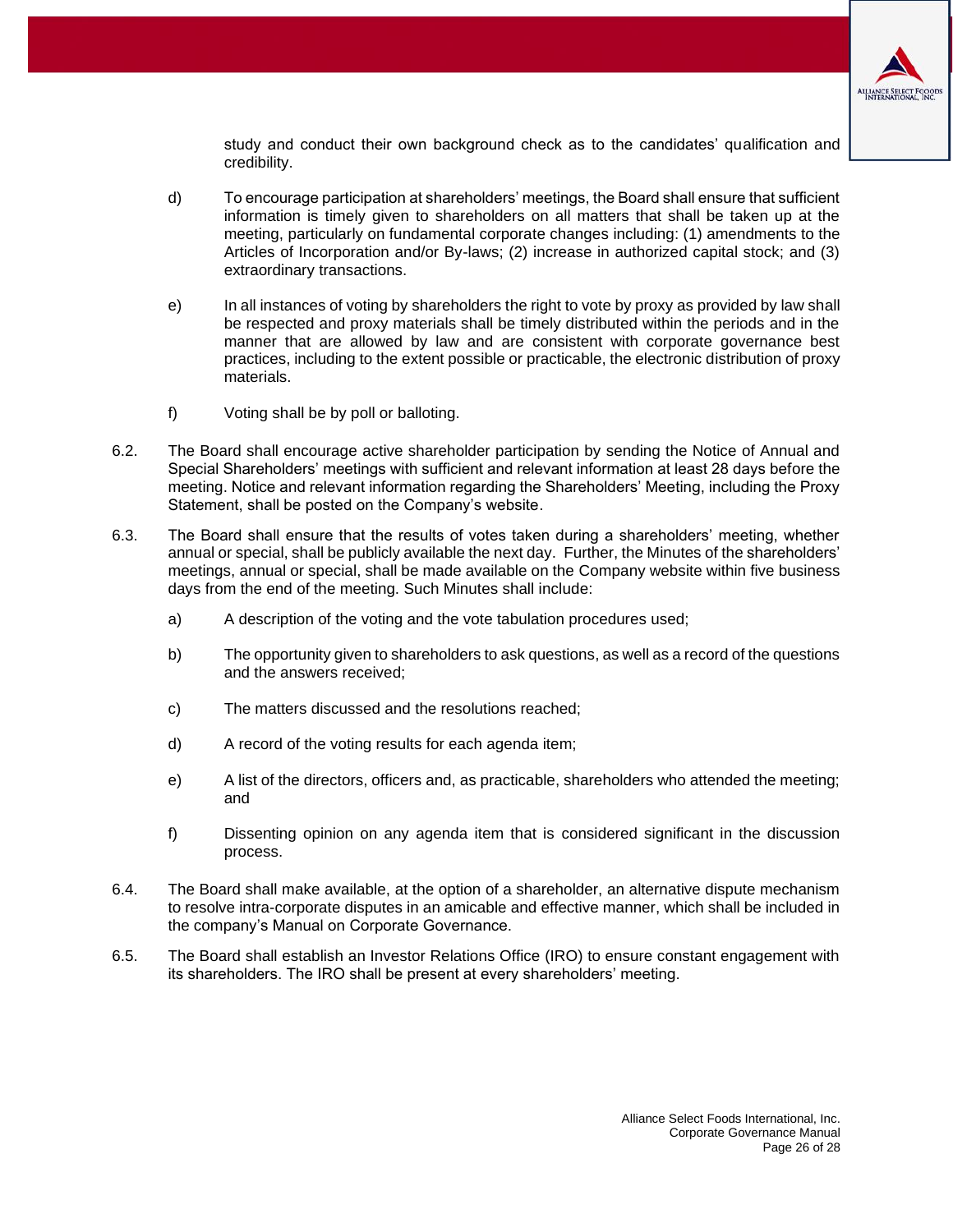study and conduct their own background check as to the candidates' qualification and credibility.

d) To encourage participation at shareholders' meetings, the Board shall ensure that sufficient information is timely given to shareholders on all matters that shall be taken up at the meeting, particularly on fundamental corporate changes including: (1) amendments to the Articles of Incorporation and/or By-laws; (2) increase in authorized capital stock; and (3) extraordinary transactions.

e) In all instances of voting by shareholders the right to vote by proxy as provided by law shall be respected and proxy materials shall be timely distributed within the periods and in the manner that are allowed by law and are consistent with corporate governance best practices, including to the extent possible or practicable, the electronic distribution of proxy materials.

f) Voting shall be by poll or balloting.

6.2. The Board shall encourage active shareholder participation by sending the Notice of Annual and Special Shareholders' meetings with sufficient and relevant information at least 28 days before the meeting. Notice and relevant information regarding the Shareholders' Meeting, including the Proxy Statement, shall be posted on the Company's website.

6.3. The Board shall ensure that the results of votes taken during a shareholders' meeting, whether annual or special, shall be publicly available the next day. Further, the Minutes of the shareholders' meetings, annual or special, shall be made available on the Company website within five business days from the end of the meeting. Such Minutes shall include:

a) A description of the voting and the vote tabulation procedures used;

b) The opportunity given to shareholders to ask questions, as well as a record of the questions and the answers received;

c) The matters discussed and the resolutions reached;

d) A record of the voting results for each agenda item;

e) A list of the directors, officers and, as practicable, shareholders who attended the meeting; and

f) Dissenting opinion on any agenda item that is considered significant in the discussion process.

6.4. The Board shall make available, at the option of a shareholder, an alternative dispute mechanism to resolve intra-corporate disputes in an amicable and effective manner, which shall be included in the company's Manual on Corporate Governance.

6.5. The Board shall establish an Investor Relations Office (IRO) to ensure constant engagement with its shareholders. The IRO shall be present at every shareholders' meeting.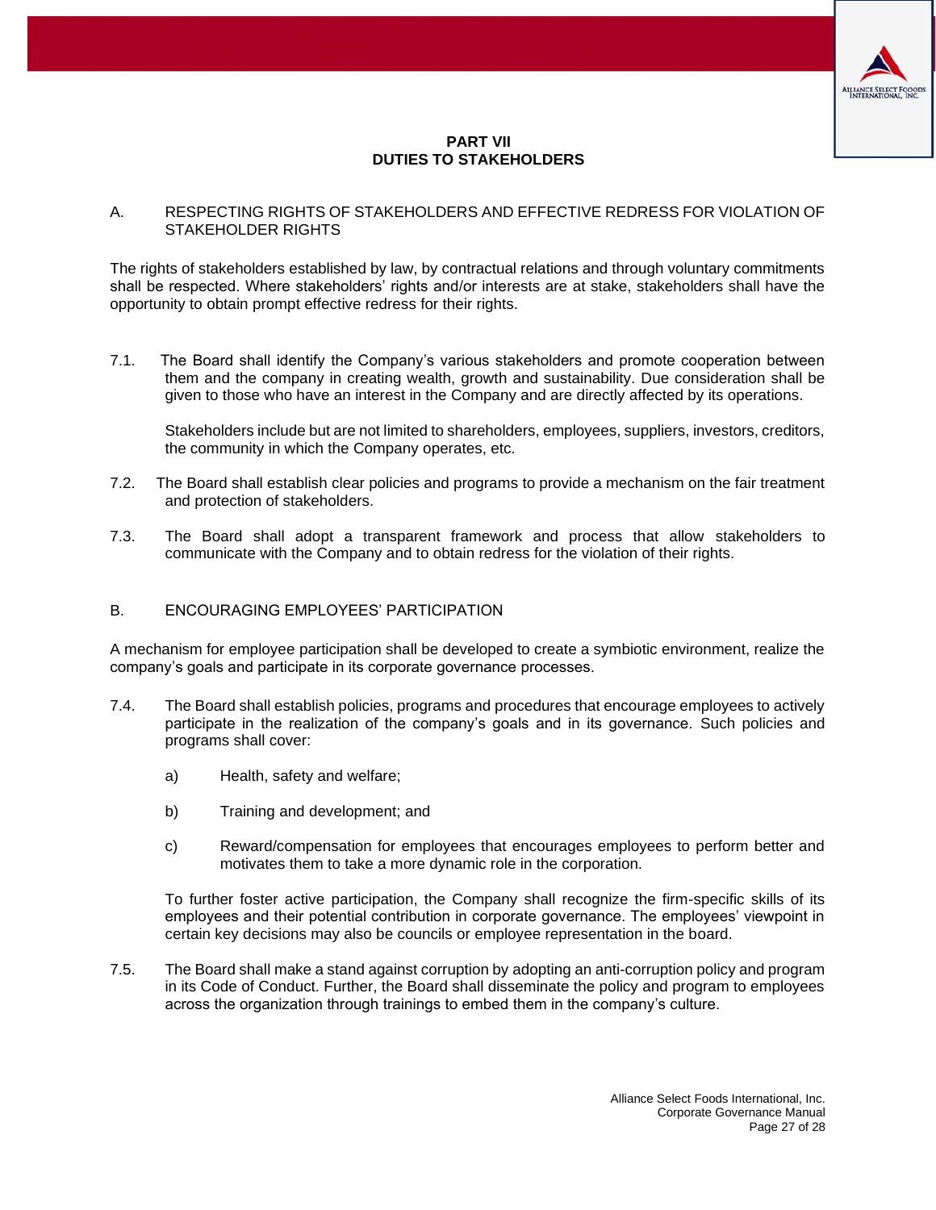## PART VII
## DUTIES TO STAKEHOLDERS

### A. RESPECTING RIGHTS OF STAKEHOLDERS AND EFFECTIVE REDRESS FOR VIOLATION OF STAKEHOLDER RIGHTS

The rights of stakeholders established by law, by contractual relations and through voluntary commitments shall be respected. Where stakeholders' rights and/or interests are at stake, stakeholders shall have the opportunity to obtain prompt effective redress for their rights.

7.1. The Board shall identify the Company's various stakeholders and promote cooperation between them and the company in creating wealth, growth and sustainability. Due consideration shall be given to those who have an interest in the Company and are directly affected by its operations.

Stakeholders include but are not limited to shareholders, employees, suppliers, investors, creditors, the community in which the Company operates, etc.

7.2. The Board shall establish clear policies and programs to provide a mechanism on the fair treatment and protection of stakeholders.

7.3. The Board shall adopt a transparent framework and process that allow stakeholders to communicate with the Company and to obtain redress for the violation of their rights.

### B. ENCOURAGING EMPLOYEES' PARTICIPATION

A mechanism for employee participation shall be developed to create a symbiotic environment, realize the company's goals and participate in its corporate governance processes.

7.4. The Board shall establish policies, programs and procedures that encourage employees to actively participate in the realization of the company's goals and in its governance. Such policies and programs shall cover:

a) Health, safety and welfare;

b) Training and development; and

c) Reward/compensation for employees that encourages employees to perform better and motivates them to take a more dynamic role in the corporation.

To further foster active participation, the Company shall recognize the firm-specific skills of its employees and their potential contribution in corporate governance. The employees' viewpoint in certain key decisions may also be councils or employee representation in the board.

7.5. The Board shall make a stand against corruption by adopting an anti-corruption policy and program in its Code of Conduct. Further, the Board shall disseminate the policy and program to employees across the organization through trainings to embed them in the company's culture.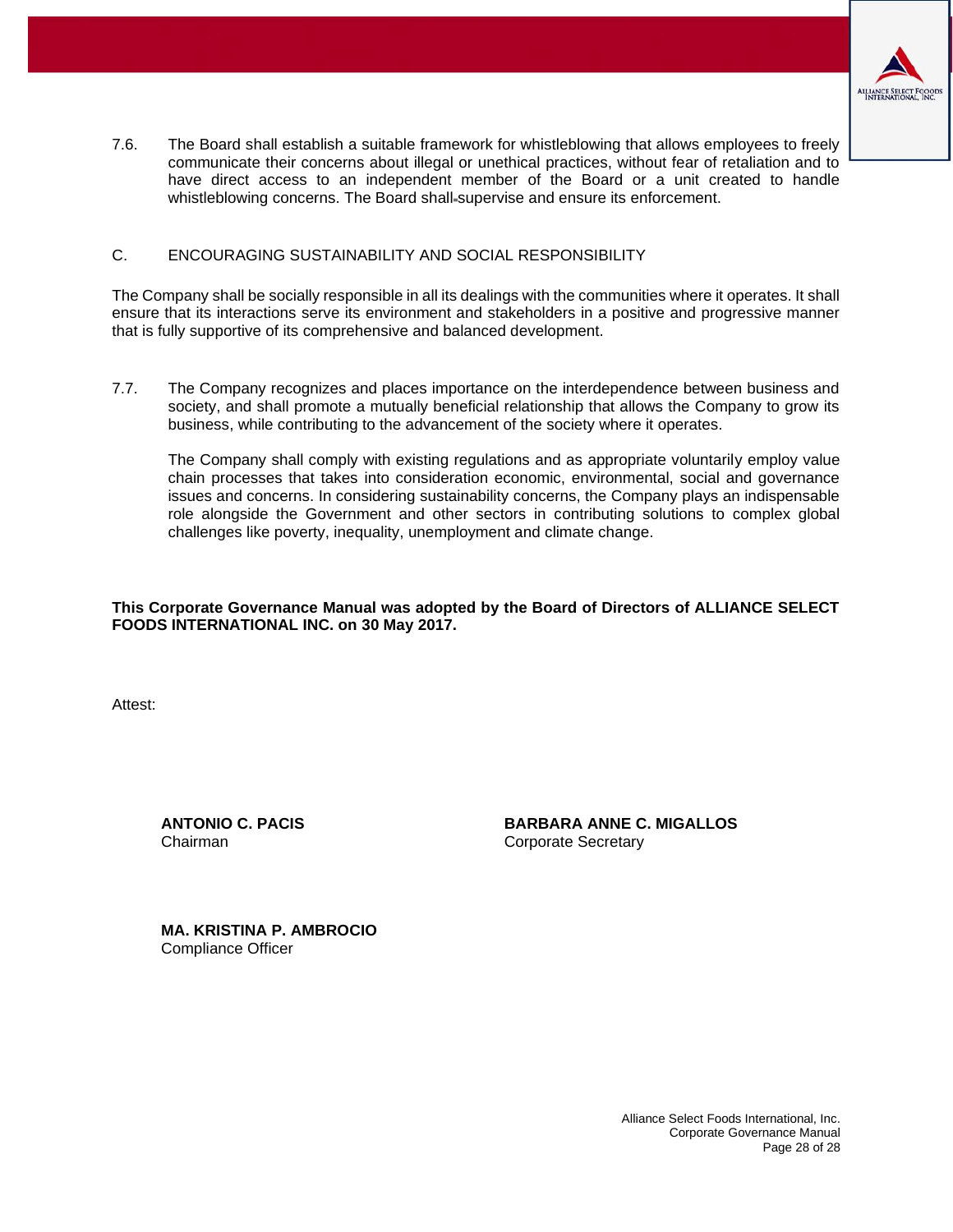7.6. The Board shall establish a suitable framework for whistleblowing that allows employees to freely communicate their concerns about illegal or unethical practices, without fear of retaliation and to have direct access to an independent member of the Board or a unit created to handle whistleblowing concerns. The Board shall supervise and ensure its enforcement.

## C. ENCOURAGING SUSTAINABILITY AND SOCIAL RESPONSIBILITY

The Company shall be socially responsible in all its dealings with the communities where it operates. It shall ensure that its interactions serve its environment and stakeholders in a positive and progressive manner that is fully supportive of its comprehensive and balanced development.

7.7. The Company recognizes and places importance on the interdependence between business and society, and shall promote a mutually beneficial relationship that allows the Company to grow its business, while contributing to the advancement of the society where it operates.

The Company shall comply with existing regulations and as appropriate voluntarily employ value chain processes that takes into consideration economic, environmental, social and governance issues and concerns. In considering sustainability concerns, the Company plays an indispensable role alongside the Government and other sectors in contributing solutions to complex global challenges like poverty, inequality, unemployment and climate change.

**This Corporate Governance Manual was adopted by the Board of Directors of ALLIANCE SELECT FOODS INTERNATIONAL INC. on 30 May 2017.**

Attest:

**ANTONIO C. PACIS**
Chairman

**BARBARA ANNE C. MIGALLOS**
Corporate Secretary

**MA. KRISTINA P. AMBROCIO**
Compliance Officer